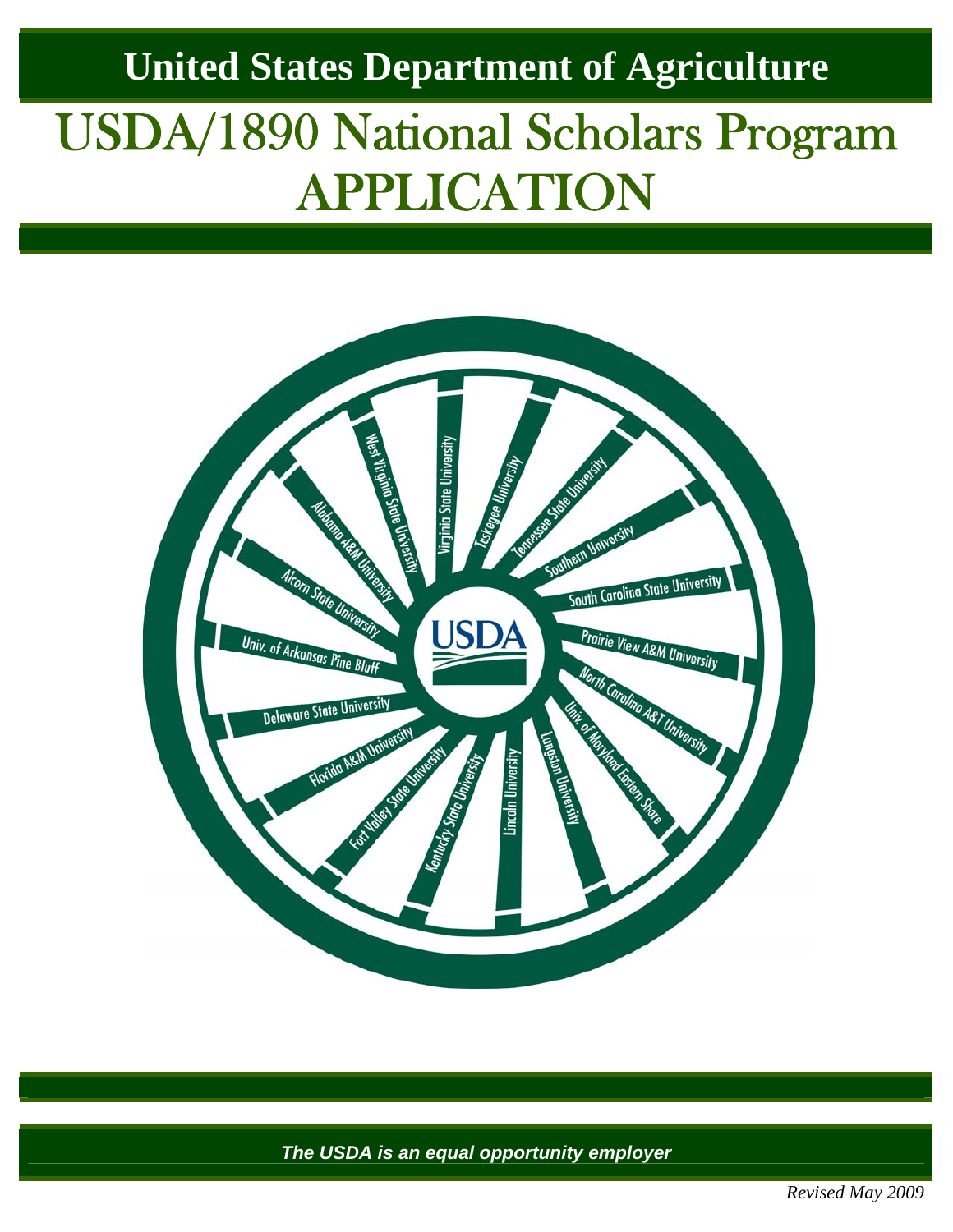**United States Department of Agriculture**

# USDA/1890 National Scholars Program APPLICATION

USDA

West Virginia State University

Virginia State University

Tuskegee University

Tennessee State University

Southern University

South Carolina State University

Prairie View A&M University

North Carolina A&T University

Univ. of Maryland Eastern Shore

Langston University

Lincoln University

Kentucky State University

Fort Valley State University

Florida A&M University

Delaware State University

Univ. of Arkansas Pine Bluff

Alcorn State University

Alabama A&M University

***The USDA is an equal opportunity employer***

*Revised May 2009*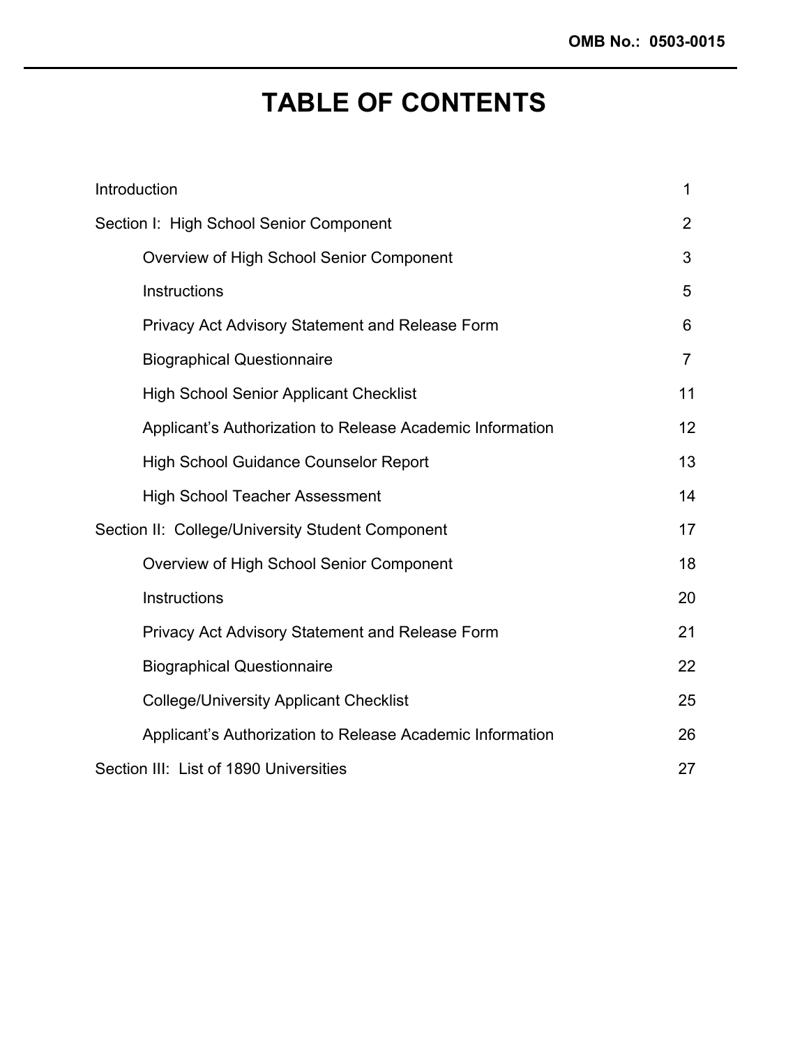OMB No.: 0503-0015

# TABLE OF CONTENTS

| | |
|---|---|
| Introduction | 1 |
| Section I: High School Senior Component | 2 |
| Overview of High School Senior Component | 3 |
| Instructions | 5 |
| Privacy Act Advisory Statement and Release Form | 6 |
| Biographical Questionnaire | 7 |
| High School Senior Applicant Checklist | 11 |
| Applicant's Authorization to Release Academic Information | 12 |
| High School Guidance Counselor Report | 13 |
| High School Teacher Assessment | 14 |
| Section II: College/University Student Component | 17 |
| Overview of High School Senior Component | 18 |
| Instructions | 20 |
| Privacy Act Advisory Statement and Release Form | 21 |
| Biographical Questionnaire | 22 |
| College/University Applicant Checklist | 25 |
| Applicant's Authorization to Release Academic Information | 26 |
| Section III: List of 1890 Universities | 27 |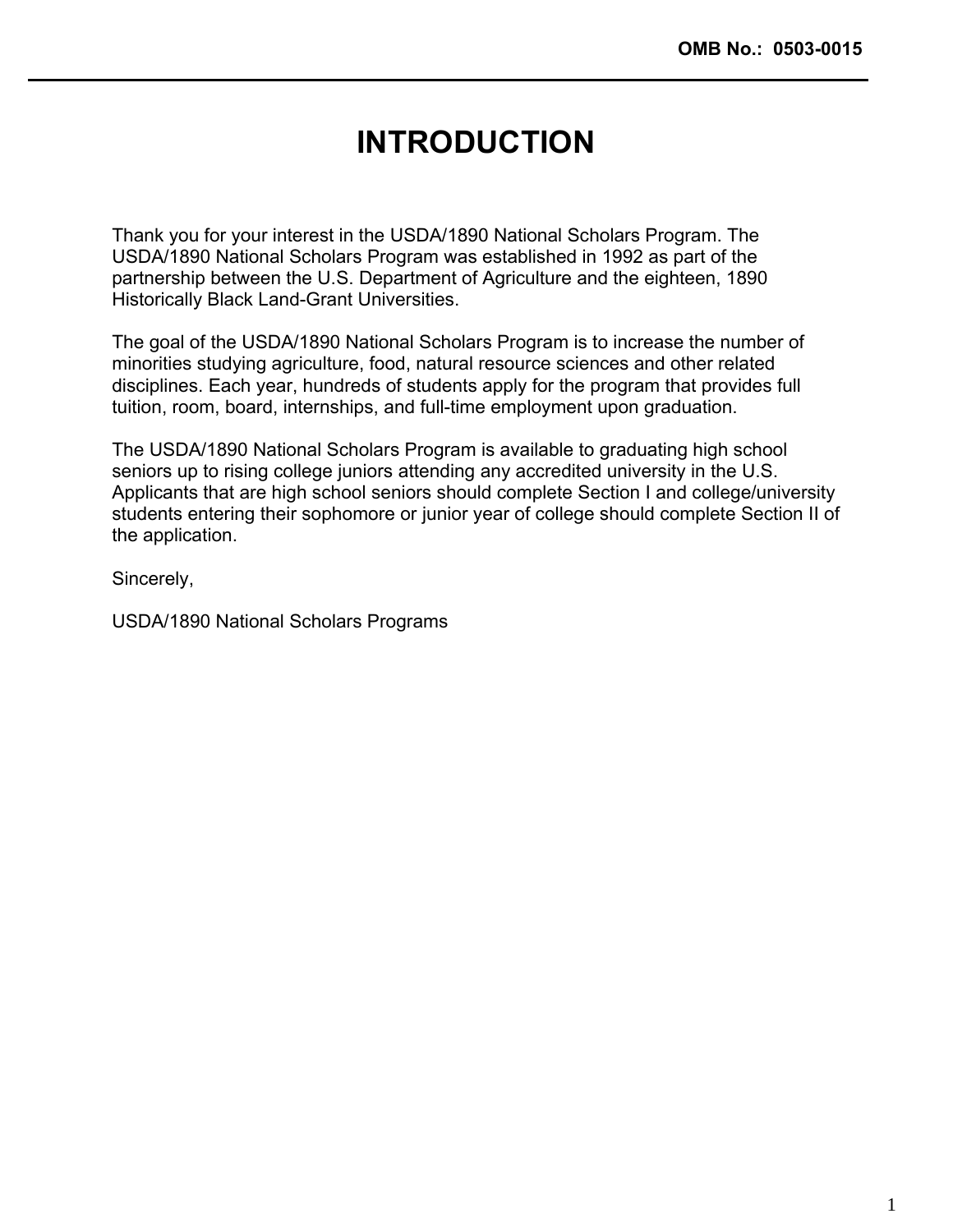OMB No.: 0503-0015

# INTRODUCTION

Thank you for your interest in the USDA/1890 National Scholars Program. The USDA/1890 National Scholars Program was established in 1992 as part of the partnership between the U.S. Department of Agriculture and the eighteen, 1890 Historically Black Land-Grant Universities.

The goal of the USDA/1890 National Scholars Program is to increase the number of minorities studying agriculture, food, natural resource sciences and other related disciplines. Each year, hundreds of students apply for the program that provides full tuition, room, board, internships, and full-time employment upon graduation.

The USDA/1890 National Scholars Program is available to graduating high school seniors up to rising college juniors attending any accredited university in the U.S. Applicants that are high school seniors should complete Section I and college/university students entering their sophomore or junior year of college should complete Section II of the application.

Sincerely,

USDA/1890 National Scholars Programs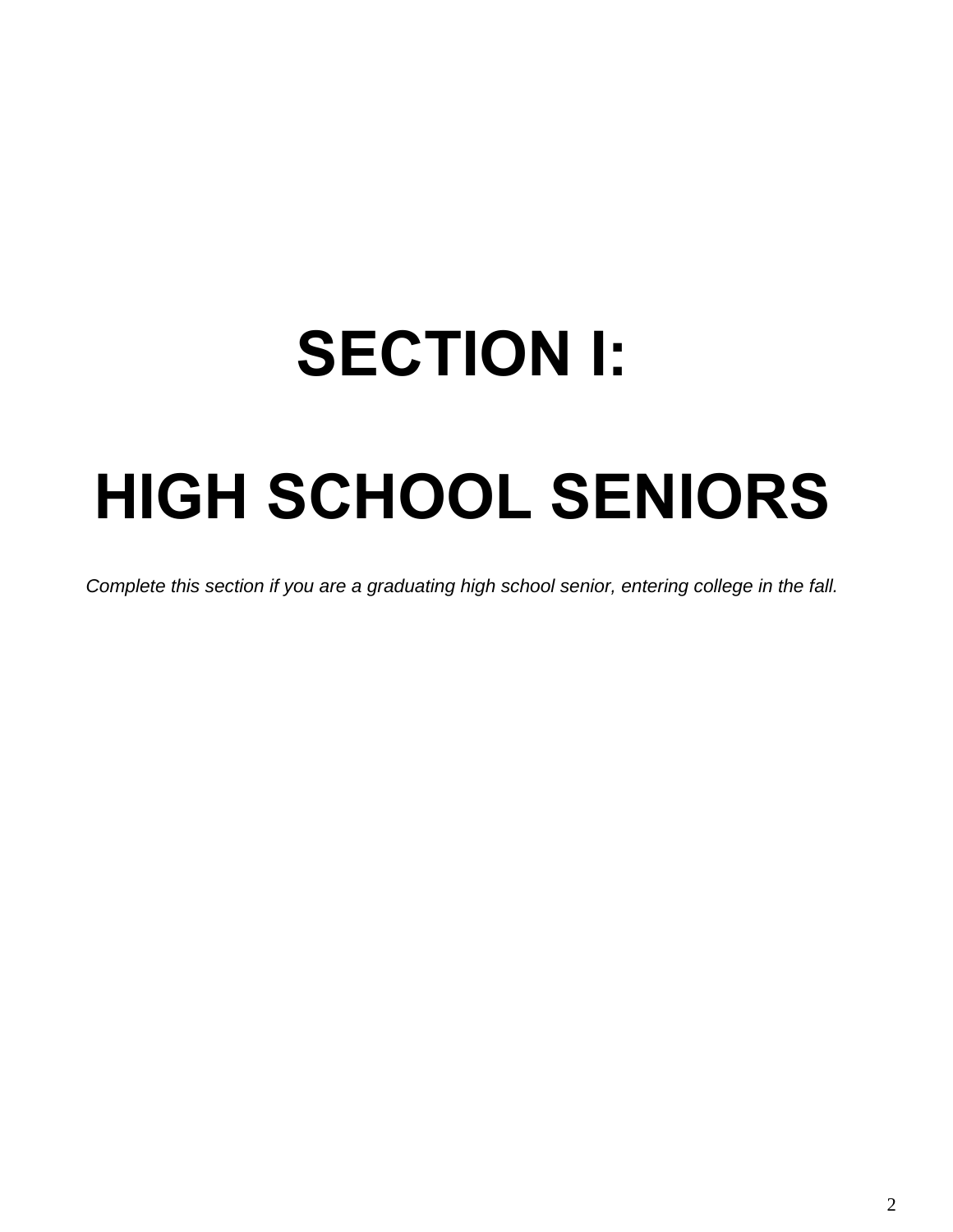# SECTION I:

# HIGH SCHOOL SENIORS

*Complete this section if you are a graduating high school senior, entering college in the fall.*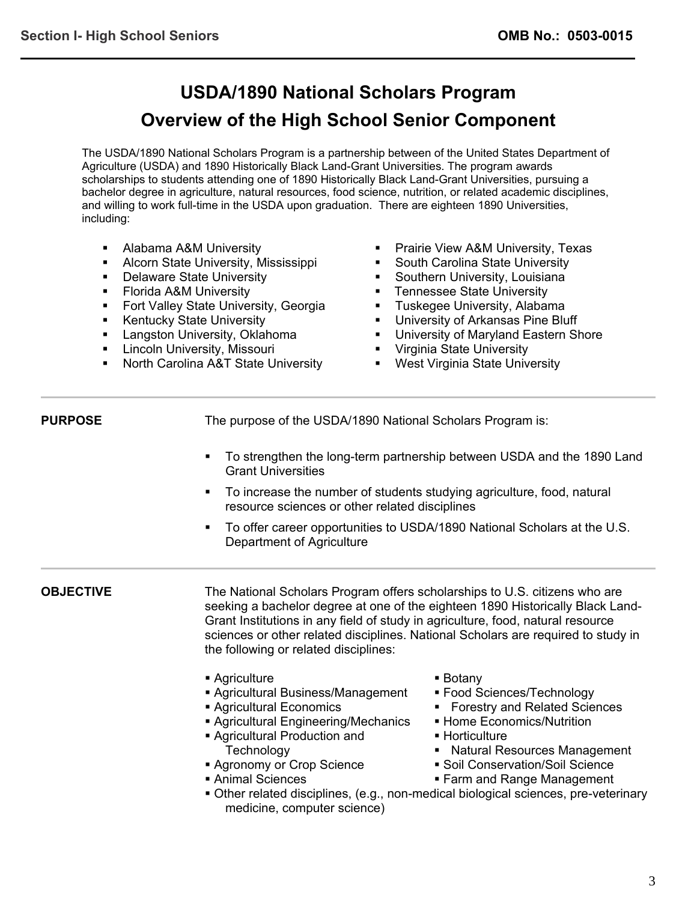# USDA/1890 National Scholars Program

## Overview of the High School Senior Component

The USDA/1890 National Scholars Program is a partnership between of the United States Department of Agriculture (USDA) and 1890 Historically Black Land-Grant Universities. The program awards scholarships to students attending one of 1890 Historically Black Land-Grant Universities, pursuing a bachelor degree in agriculture, natural resources, food science, nutrition, or related academic disciplines, and willing to work full-time in the USDA upon graduation. There are eighteen 1890 Universities, including:

- Alabama A&M University
- Alcorn State University, Mississippi
- Delaware State University
- Florida A&M University
- Fort Valley State University, Georgia
- Kentucky State University
- Langston University, Oklahoma
- Lincoln University, Missouri
- North Carolina A&T State University
- Prairie View A&M University, Texas
- South Carolina State University
- Southern University, Louisiana
- Tennessee State University
- Tuskegee University, Alabama
- University of Arkansas Pine Bluff
- University of Maryland Eastern Shore
- Virginia State University
- West Virginia State University

**PURPOSE**

The purpose of the USDA/1890 National Scholars Program is:

- To strengthen the long-term partnership between USDA and the 1890 Land Grant Universities
- To increase the number of students studying agriculture, food, natural resource sciences or other related disciplines
- To offer career opportunities to USDA/1890 National Scholars at the U.S. Department of Agriculture

**OBJECTIVE**

The National Scholars Program offers scholarships to U.S. citizens who are seeking a bachelor degree at one of the eighteen 1890 Historically Black Land-Grant Institutions in any field of study in agriculture, food, natural resource sciences or other related disciplines. National Scholars are required to study in the following or related disciplines:

- Agriculture
- Agricultural Business/Management
- Agricultural Economics
- Agricultural Engineering/Mechanics
- Agricultural Production and Technology
- Agronomy or Crop Science
- Animal Sciences
- Botany
- Food Sciences/Technology
- Forestry and Related Sciences
- Home Economics/Nutrition
- Horticulture
- Natural Resources Management
- Soil Conservation/Soil Science
- Farm and Range Management
- Other related disciplines, (e.g., non-medical biological sciences, pre-veterinary medicine, computer science)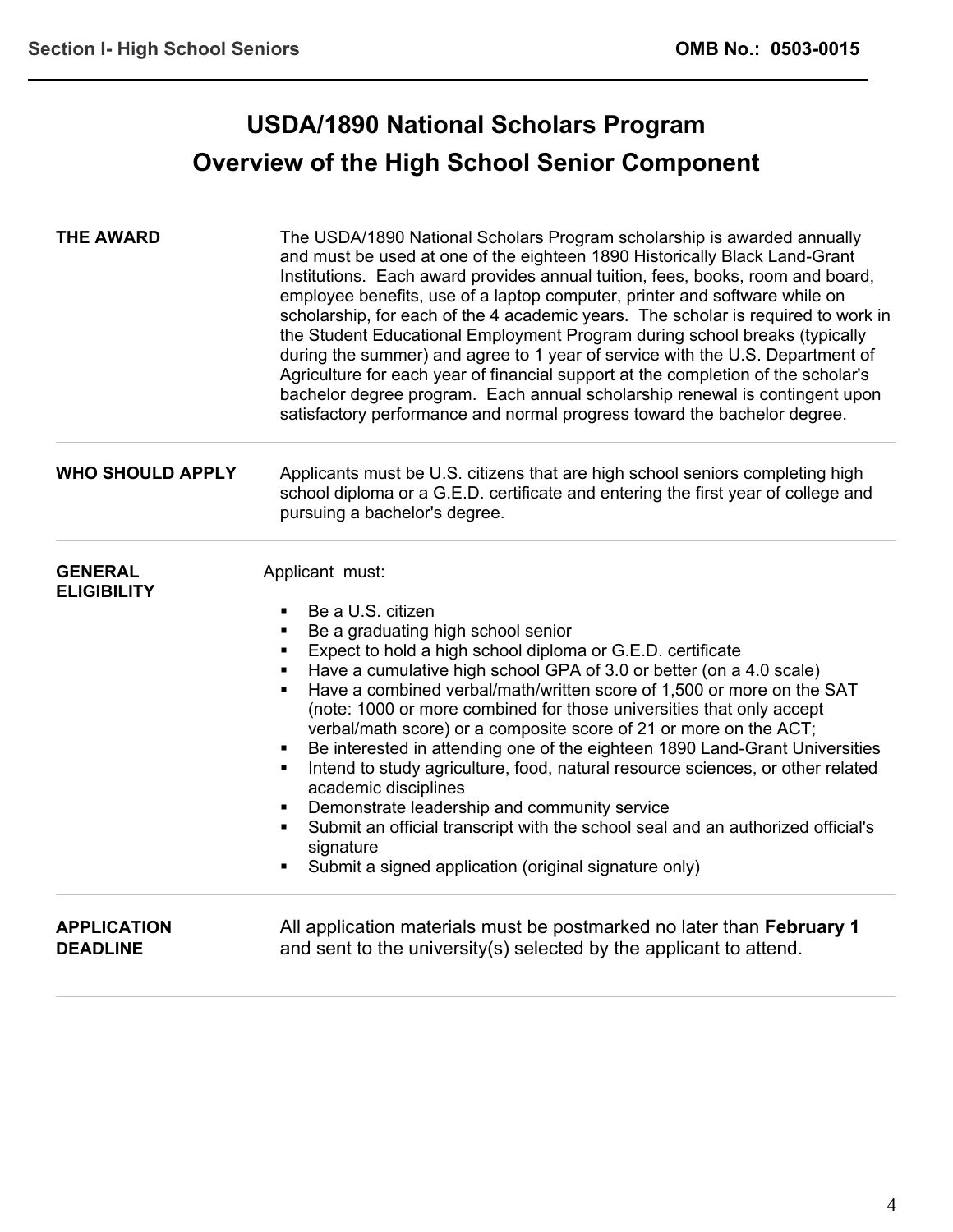# USDA/1890 National Scholars Program

## Overview of the High School Senior Component

**THE AWARD**

The USDA/1890 National Scholars Program scholarship is awarded annually and must be used at one of the eighteen 1890 Historically Black Land-Grant Institutions. Each award provides annual tuition, fees, books, room and board, employee benefits, use of a laptop computer, printer and software while on scholarship, for each of the 4 academic years. The scholar is required to work in the Student Educational Employment Program during school breaks (typically during the summer) and agree to 1 year of service with the U.S. Department of Agriculture for each year of financial support at the completion of the scholar's bachelor degree program. Each annual scholarship renewal is contingent upon satisfactory performance and normal progress toward the bachelor degree.

**WHO SHOULD APPLY**

Applicants must be U.S. citizens that are high school seniors completing high school diploma or a G.E.D. certificate and entering the first year of college and pursuing a bachelor's degree.

**GENERAL ELIGIBILITY**

Applicant must:

- Be a U.S. citizen
- Be a graduating high school senior
- Expect to hold a high school diploma or G.E.D. certificate
- Have a cumulative high school GPA of 3.0 or better (on a 4.0 scale)
- Have a combined verbal/math/written score of 1,500 or more on the SAT (note: 1000 or more combined for those universities that only accept verbal/math score) or a composite score of 21 or more on the ACT;
- Be interested in attending one of the eighteen 1890 Land-Grant Universities
- Intend to study agriculture, food, natural resource sciences, or other related academic disciplines
- Demonstrate leadership and community service
- Submit an official transcript with the school seal and an authorized official's signature
- Submit a signed application (original signature only)

**APPLICATION DEADLINE**

All application materials must be postmarked no later than **February 1** and sent to the university(s) selected by the applicant to attend.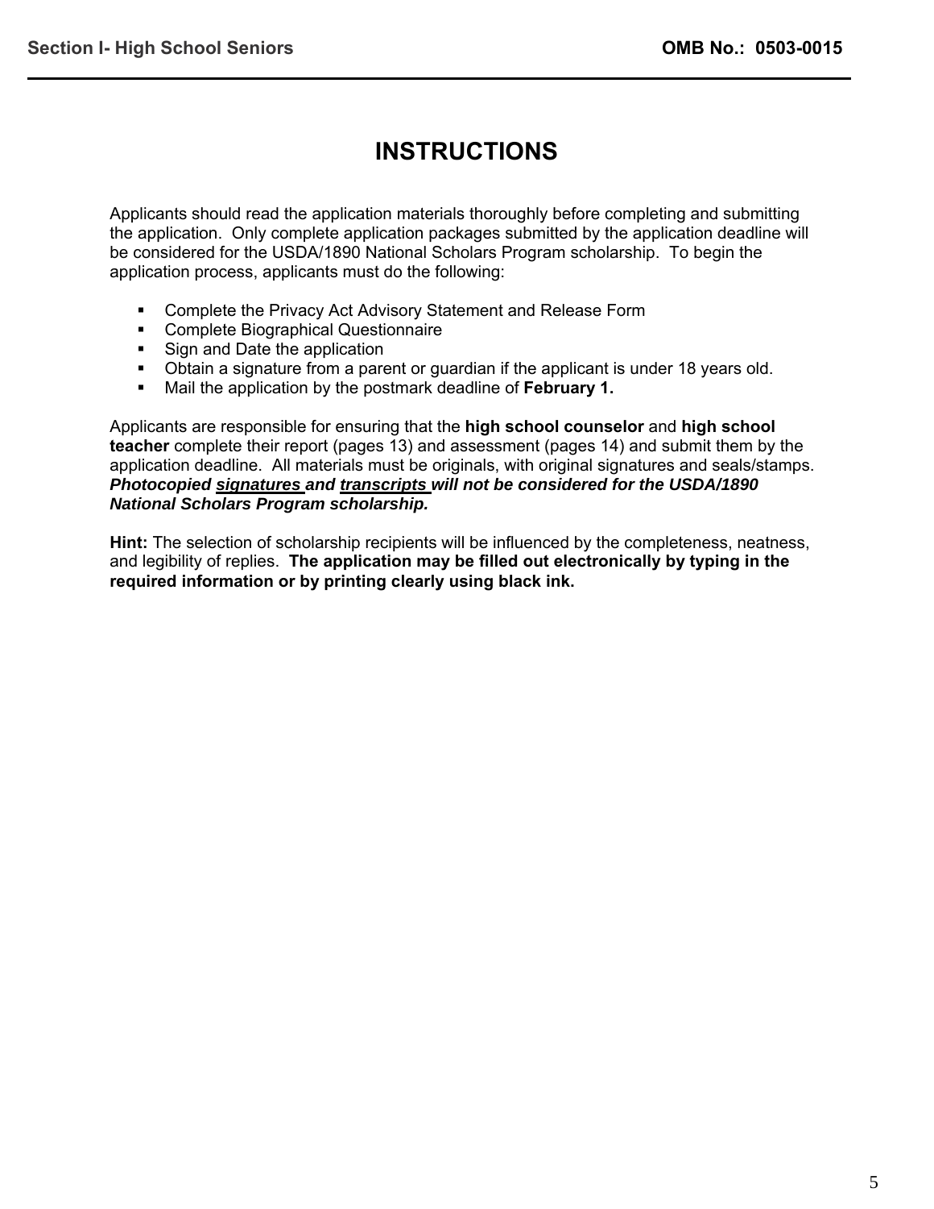# INSTRUCTIONS

Applicants should read the application materials thoroughly before completing and submitting the application. Only complete application packages submitted by the application deadline will be considered for the USDA/1890 National Scholars Program scholarship. To begin the application process, applicants must do the following:

- Complete the Privacy Act Advisory Statement and Release Form
- Complete Biographical Questionnaire
- Sign and Date the application
- Obtain a signature from a parent or guardian if the applicant is under 18 years old.
- Mail the application by the postmark deadline of **February 1.**

Applicants are responsible for ensuring that the **high school counselor** and **high school teacher** complete their report (pages 13) and assessment (pages 14) and submit them by the application deadline. All materials must be originals, with original signatures and seals/stamps. ***Photocopied <u>signatures</u> and <u>transcripts</u> will not be considered for the USDA/1890 National Scholars Program scholarship.***

**Hint:** The selection of scholarship recipients will be influenced by the completeness, neatness, and legibility of replies. **The application may be filled out electronically by typing in the required information or by printing clearly using black ink.**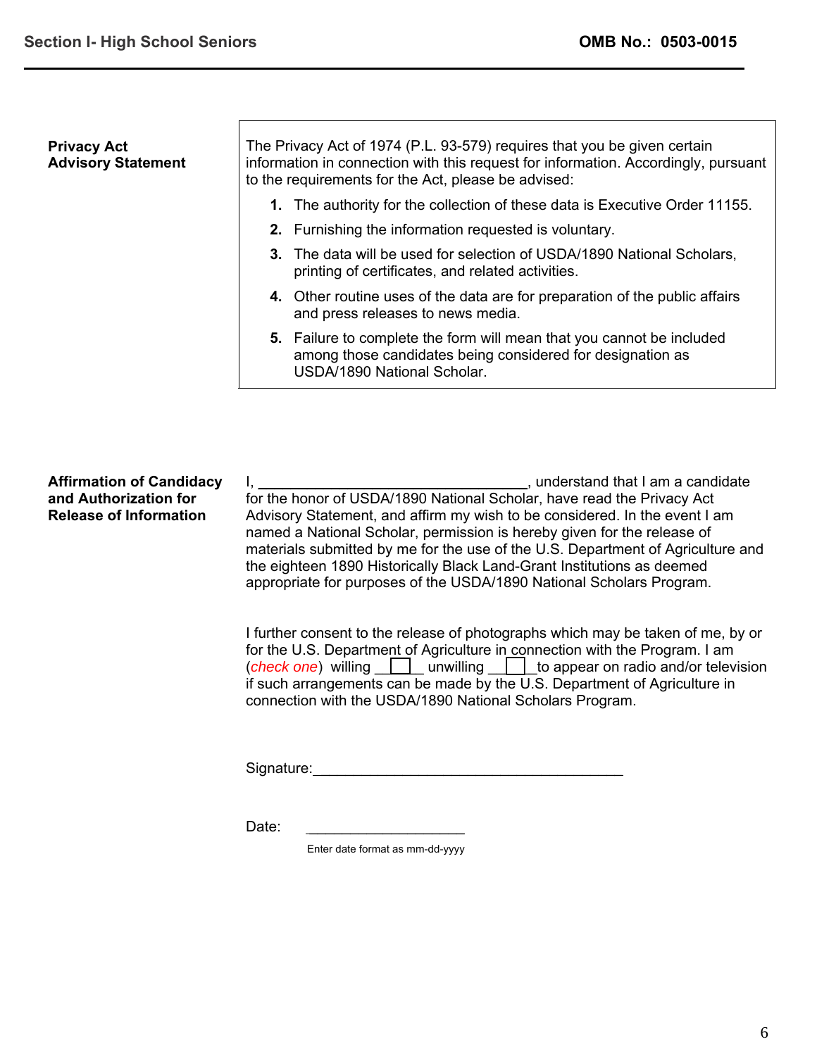## Privacy Act Advisory Statement

The Privacy Act of 1974 (P.L. 93-579) requires that you be given certain information in connection with this request for information. Accordingly, pursuant to the requirements for the Act, please be advised:

1. The authority for the collection of these data is Executive Order 11155.
2. Furnishing the information requested is voluntary.
3. The data will be used for selection of USDA/1890 National Scholars, printing of certificates, and related activities.
4. Other routine uses of the data are for preparation of the public affairs and press releases to news media.
5. Failure to complete the form will mean that you cannot be included among those candidates being considered for designation as USDA/1890 National Scholar.

## Affirmation of Candidacy and Authorization for Release of Information

I, ________________________________, understand that I am a candidate for the honor of USDA/1890 National Scholar, have read the Privacy Act Advisory Statement, and affirm my wish to be considered. In the event I am named a National Scholar, permission is hereby given for the release of materials submitted by me for the use of the U.S. Department of Agriculture and the eighteen 1890 Historically Black Land-Grant Institutions as deemed appropriate for purposes of the USDA/1890 National Scholars Program.

I further consent to the release of photographs which may be taken of me, by or for the U.S. Department of Agriculture in connection with the Program. I am (*check one*) willing ☐ unwilling ☐ to appear on radio and/or television if such arrangements can be made by the U.S. Department of Agriculture in connection with the USDA/1890 National Scholars Program.

Signature:______________________________________

Date: ____________________

Enter date format as mm-dd-yyyy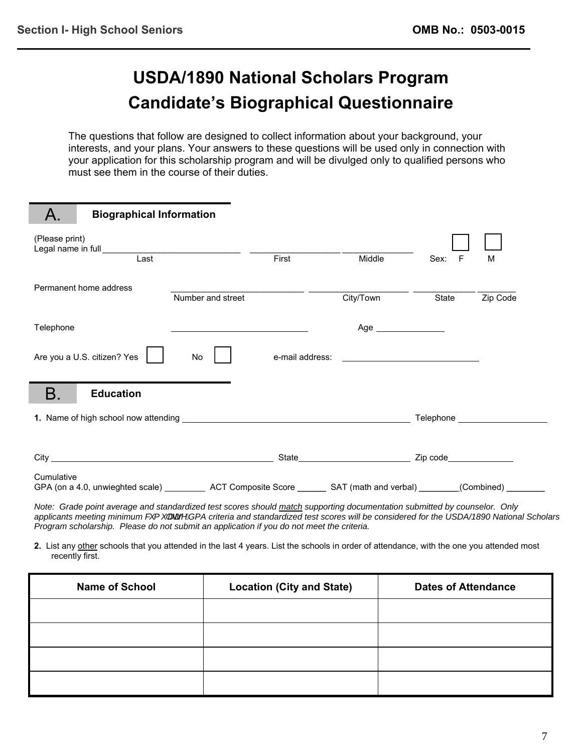Section I- High School Seniors    OMB No.: 0503-0015

# USDA/1890 National Scholars Program
# Candidate's Biographical Questionnaire

The questions that follow are designed to collect information about your background, your interests, and your plans. Your answers to these questions will be used only in connection with your application for this scholarship program and will be divulged only to qualified persons who must see them in the course of their duties.

## A. Biographical Information

(Please print)
Legal name in full ____________________________ ____________________ ______________ Sex: F ☐ M ☐
Last First Middle

Permanent home address ____________________________ ____________________ ______________ ________
Number and street City/Town State Zip Code

Telephone ____________________________ Age ______________

Are you a U.S. citizen? Yes ☐ No ☐ e-mail address: ____________________________

## B. Education

**1.** Name of high school now attending ________________________________________________ Telephone ____________________

City ________________________________________________ State________________________ Zip code______________

Cumulative
GPA (on a 4.0, unwieghted scale) _________ ACT Composite Score ______ SAT (math and verbal) ________(Combined) ________

*Note: Grade point average and standardized test scores should match supporting documentation submitted by counselor. Only applicants meeting minimum cumulative GPA criteria and standardized test scores will be considered for the USDA/1890 National Scholars Program scholarship. Please do not submit an application if you do not meet the criteria.*

**2.** List any other schools that you attended in the last 4 years. List the schools in order of attendance, with the one you attended most recently first.

| Name of School | Location (City and State) | Dates of Attendance |
|---|---|---|
| | | |
| | | |
| | | |
| | | |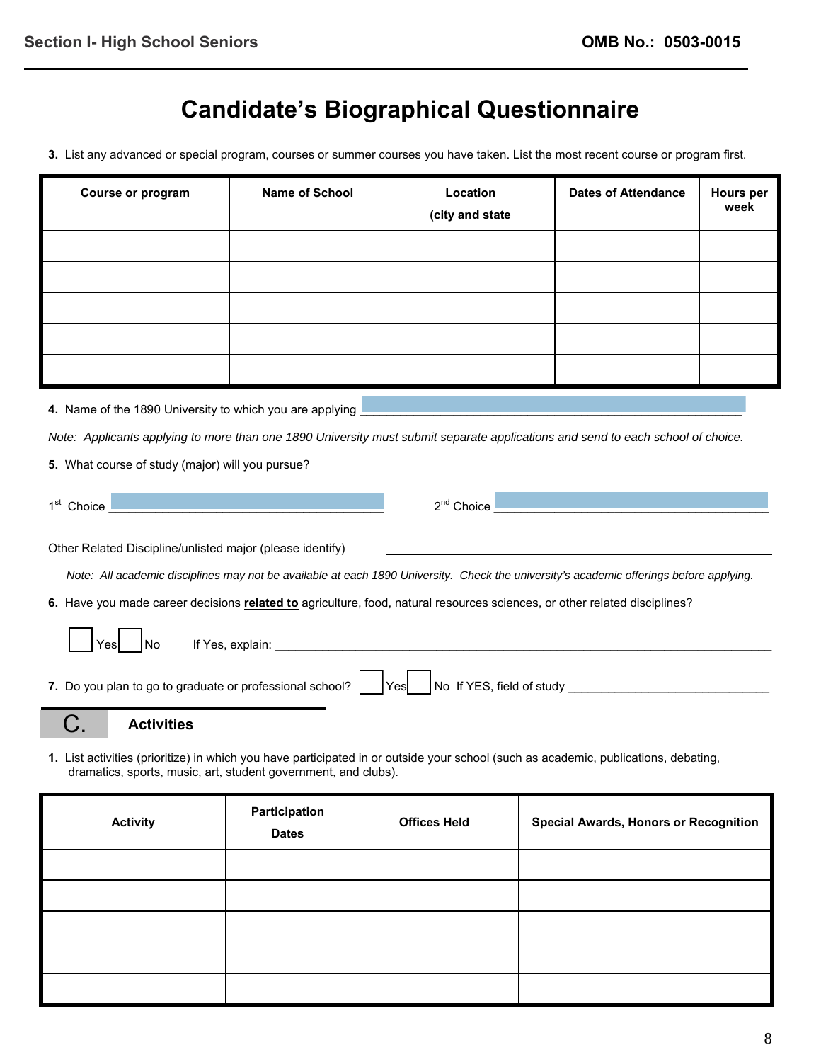# Candidate's Biographical Questionnaire

**3.** List any advanced or special program, courses or summer courses you have taken. List the most recent course or program first.

| Course or program | Name of School | Location (city and state | Dates of Attendance | Hours per week |
|---|---|---|---|---|
| | | | | |
| | | | | |
| | | | | |
| | | | | |
| | | | | |

**4.** Name of the 1890 University to which you are applying \_\_\_\_\_\_\_\_\_\_\_\_\_\_\_\_\_\_\_\_\_\_\_\_\_\_\_\_\_\_\_\_\_\_\_\_\_\_\_\_\_\_\_\_

*Note: Applicants applying to more than one 1890 University must submit separate applications and send to each school of choice.*

**5.** What course of study (major) will you pursue?

1st Choice \_\_\_\_\_\_\_\_\_\_\_\_\_\_\_\_\_\_\_\_\_\_\_\_\_\_\_\_\_\_\_\_ 2nd Choice \_\_\_\_\_\_\_\_\_\_\_\_\_\_\_\_\_\_\_\_\_\_\_\_\_\_\_\_\_\_\_\_

Other Related Discipline/unlisted major (please identify) \_\_\_\_\_\_\_\_\_\_\_\_\_\_\_\_\_\_\_\_\_\_\_\_\_\_\_\_\_\_\_\_

*Note: All academic disciplines may not be available at each 1890 University. Check the university's academic offerings before applying.*

**6.** Have you made career decisions **related to** agriculture, food, natural resources sciences, or other related disciplines?

☐ Yes ☐ No If Yes, explain: \_\_\_\_\_\_\_\_\_\_\_\_\_\_\_\_\_\_\_\_\_\_\_\_\_\_\_\_\_\_\_\_\_\_\_\_\_\_\_\_\_\_\_\_\_\_\_\_\_\_\_\_\_\_\_\_\_\_\_\_

**7.** Do you plan to go to graduate or professional school? ☐ Yes ☐ No If YES, field of study \_\_\_\_\_\_\_\_\_\_\_\_\_\_\_\_\_\_\_\_\_\_\_\_\_\_

## C. Activities

**1.** List activities (prioritize) in which you have participated in or outside your school (such as academic, publications, debating, dramatics, sports, music, art, student government, and clubs).

| Activity | Participation Dates | Offices Held | Special Awards, Honors or Recognition |
|---|---|---|---|
| | | | |
| | | | |
| | | | |
| | | | |
| | | | |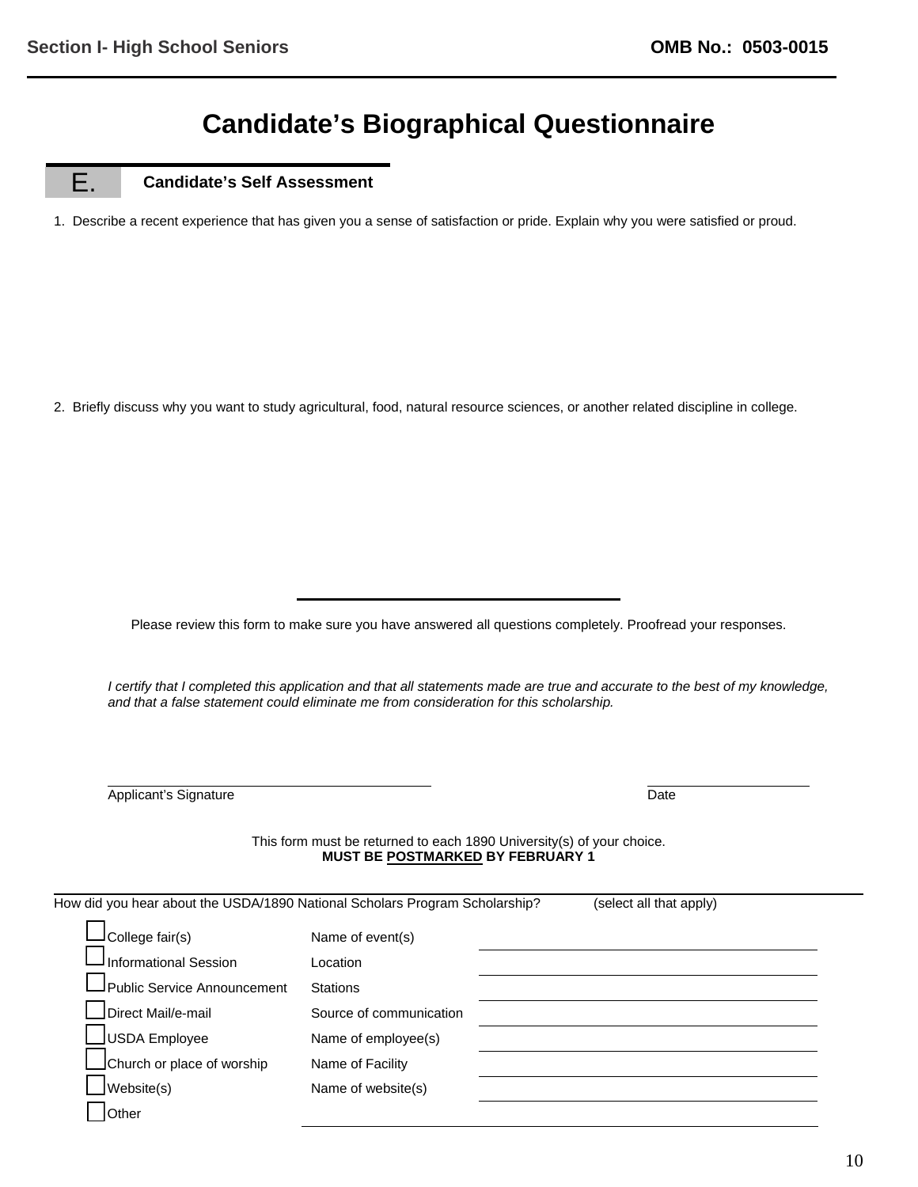# Candidate's Biographical Questionnaire

## E. Candidate's Self Assessment

1. Describe a recent experience that has given you a sense of satisfaction or pride. Explain why you were satisfied or proud.

2. Briefly discuss why you want to study agricultural, food, natural resource sciences, or another related discipline in college.

Please review this form to make sure you have answered all questions completely. Proofread your responses.

*I certify that I completed this application and that all statements made are true and accurate to the best of my knowledge, and that a false statement could eliminate me from consideration for this scholarship.*

_______________________________ Applicant's Signature

_______________ Date

This form must be returned to each 1890 University(s) of your choice.
**MUST BE POSTMARKED BY FEBRUARY 1**

How did you hear about the USDA/1890 National Scholars Program Scholarship? (select all that apply)

| | | |
|---|---|---|
| ☐ College fair(s) | Name of event(s) | ______________ |
| ☐ Informational Session | Location | ______________ |
| ☐ Public Service Announcement | Stations | ______________ |
| ☐ Direct Mail/e-mail | Source of communication | ______________ |
| ☐ USDA Employee | Name of employee(s) | ______________ |
| ☐ Church or place of worship | Name of Facility | ______________ |
| ☐ Website(s) | Name of website(s) | ______________ |
| ☐ Other | ______________ | |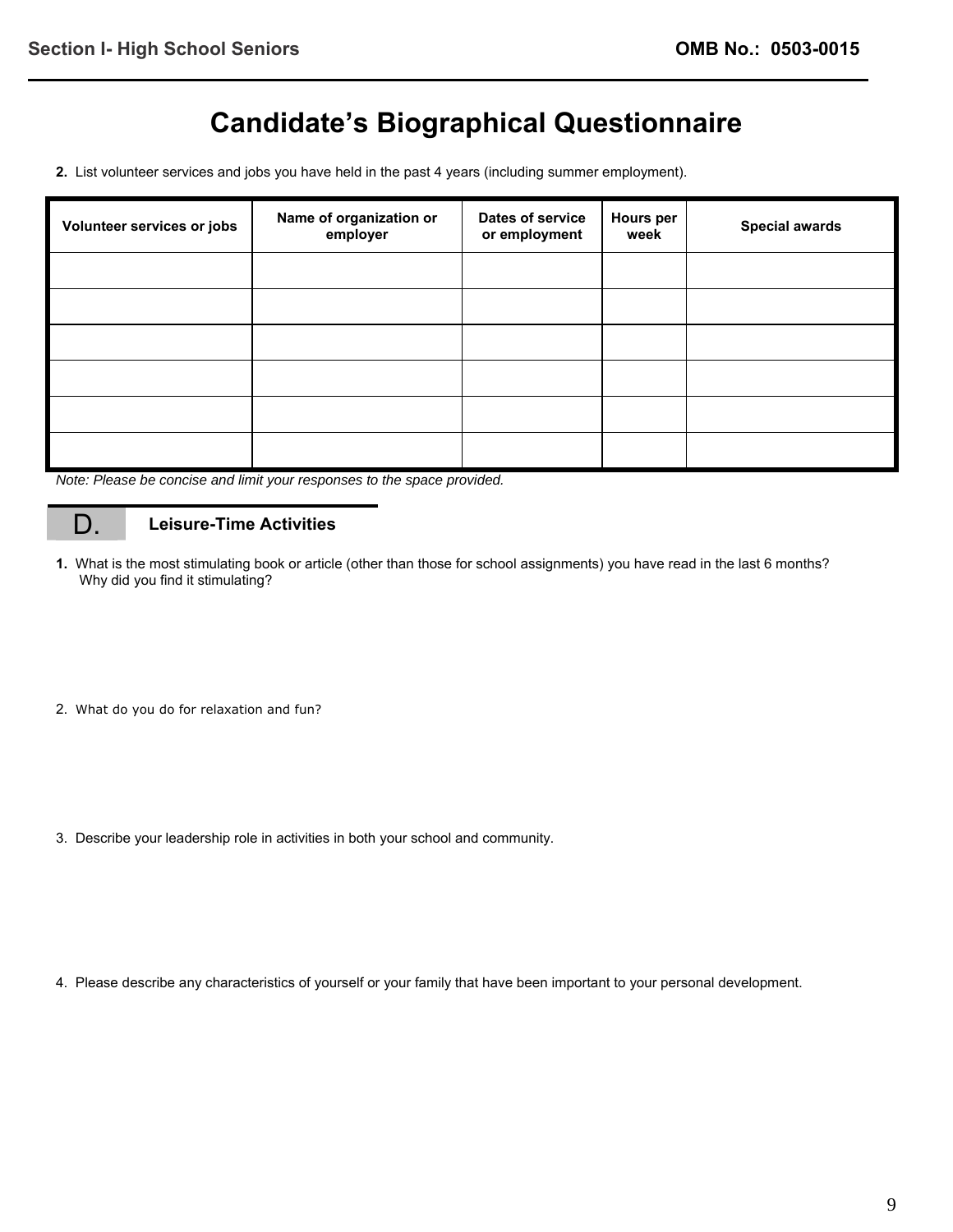## Candidate's Biographical Questionnaire

**2.** List volunteer services and jobs you have held in the past 4 years (including summer employment).

| Volunteer services or jobs | Name of organization or employer | Dates of service or employment | Hours per week | Special awards |
|---|---|---|---|---|
| | | | | |
| | | | | |
| | | | | |
| | | | | |
| | | | | |
| | | | | |

*Note: Please be concise and limit your responses to the space provided.*

## D. Leisure-Time Activities

**1.** What is the most stimulating book or article (other than those for school assignments) you have read in the last 6 months? Why did you find it stimulating?

2. What do you do for relaxation and fun?

3. Describe your leadership role in activities in both your school and community.

4. Please describe any characteristics of yourself or your family that have been important to your personal development.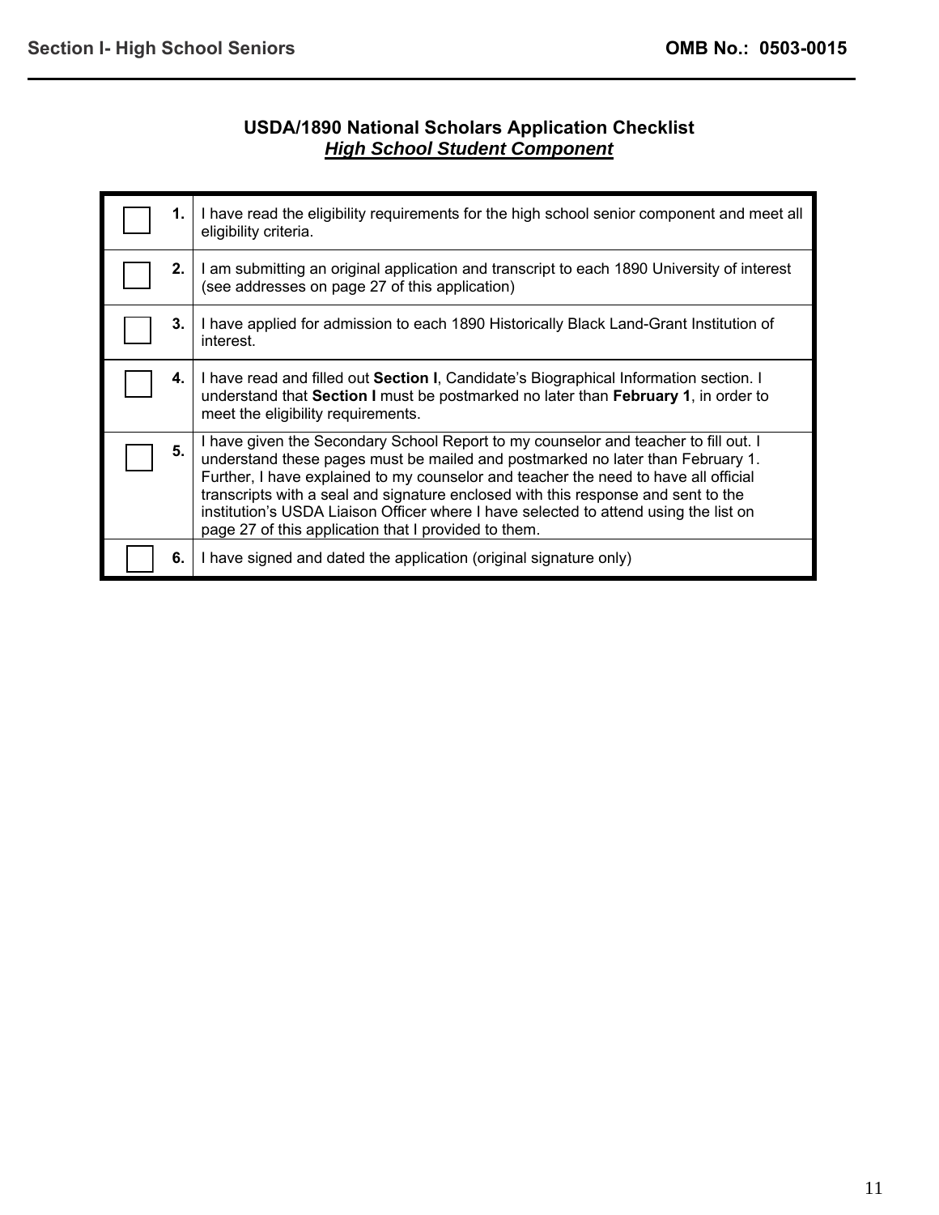## USDA/1890 National Scholars Application Checklist

### ***High School Student Component***

| | | |
|---|---|---|
| ☐ | **1.** | I have read the eligibility requirements for the high school senior component and meet all eligibility criteria. |
| ☐ | **2.** | I am submitting an original application and transcript to each 1890 University of interest (see addresses on page 27 of this application) |
| ☐ | **3.** | I have applied for admission to each 1890 Historically Black Land-Grant Institution of interest. |
| ☐ | **4.** | I have read and filled out **Section I**, Candidate's Biographical Information section. I understand that **Section I** must be postmarked no later than **February 1**, in order to meet the eligibility requirements. |
| ☐ | **5.** | I have given the Secondary School Report to my counselor and teacher to fill out. I understand these pages must be mailed and postmarked no later than February 1. Further, I have explained to my counselor and teacher the need to have all official transcripts with a seal and signature enclosed with this response and sent to the institution's USDA Liaison Officer where I have selected to attend using the list on page 27 of this application that I provided to them. |
| ☐ | **6.** | I have signed and dated the application (original signature only) |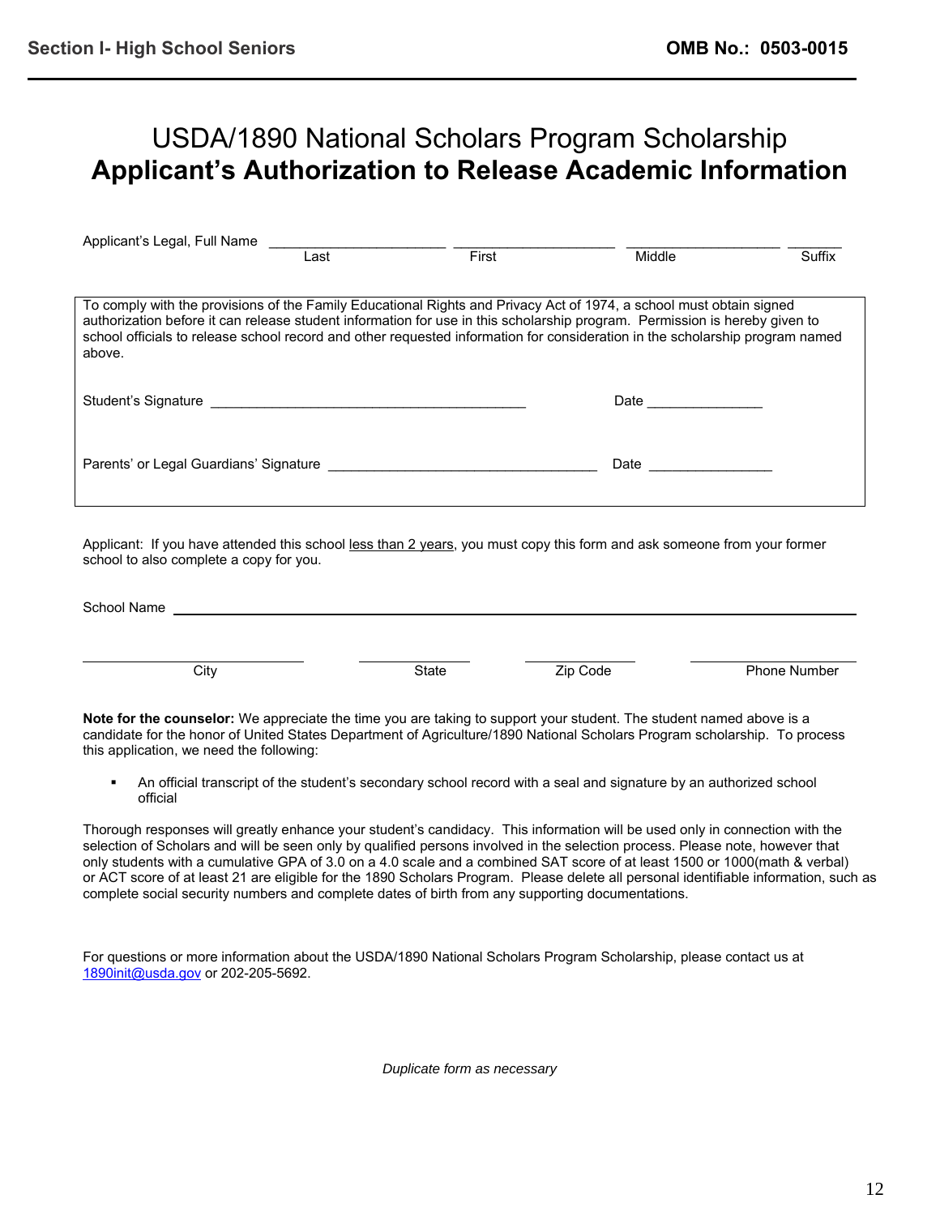Section I- High School Seniors | OMB No.: 0503-0015

# USDA/1890 National Scholars Program Scholarship
# **Applicant's Authorization to Release Academic Information**

Applicant's Legal, Full Name ______________________ ____________________ ___________________ _______

Last | First | Middle | Suffix

To comply with the provisions of the Family Educational Rights and Privacy Act of 1974, a school must obtain signed authorization before it can release student information for use in this scholarship program. Permission is hereby given to school officials to release school record and other requested information for consideration in the scholarship program named above.

Student's Signature _________________________________________ Date _______________

Parents' or Legal Guardians' Signature ___________________________________ Date ________________

Applicant: If you have attended this school less than 2 years, you must copy this form and ask someone from your former school to also complete a copy for you.

School Name ______________________________________________________________

_______________ _______________ _______________ _______________

City | State | Zip Code | Phone Number

**Note for the counselor:** We appreciate the time you are taking to support your student. The student named above is a candidate for the honor of United States Department of Agriculture/1890 National Scholars Program scholarship. To process this application, we need the following:

- An official transcript of the student's secondary school record with a seal and signature by an authorized school official

Thorough responses will greatly enhance your student's candidacy. This information will be used only in connection with the selection of Scholars and will be seen only by qualified persons involved in the selection process. Please note, however that only students with a cumulative GPA of 3.0 on a 4.0 scale and a combined SAT score of at least 1500 or 1000(math & verbal) or ACT score of at least 21 are eligible for the 1890 Scholars Program. Please delete all personal identifiable information, such as complete social security numbers and complete dates of birth from any supporting documentations.

For questions or more information about the USDA/1890 National Scholars Program Scholarship, please contact us at 1890init@usda.gov or 202-205-5692.

*Duplicate form as necessary*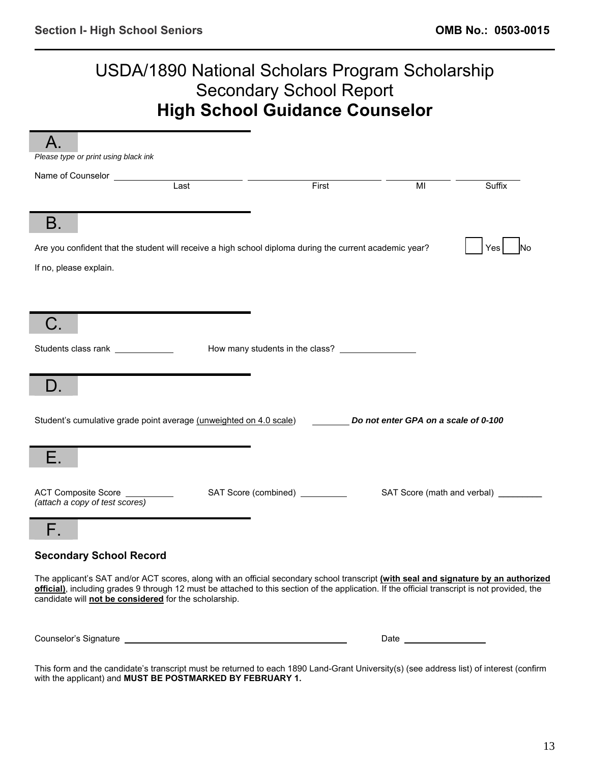Section I- High School Seniors **OMB No.: 0503-0015**

# USDA/1890 National Scholars Program Scholarship
## Secondary School Report
## **High School Guidance Counselor**

## A.

*Please type or print using black ink*

Name of Counselor ______________ ______________ ______________ ______________

Last First MI Suffix

## B.

Are you confident that the student will receive a high school diploma during the current academic year? ☐ Yes ☐ No

If no, please explain.

## C.

Students class rank ______________ How many students in the class? ______________

## D.

Student's cumulative grade point average (unweighted on 4.0 scale) ________ ***Do not enter GPA on a scale of 0-100***

## E.

ACT Composite Score ________ SAT Score (combined) ________ SAT Score (math and verbal) ________

*(attach a copy of test scores)*

## F.

**Secondary School Record**

The applicant's SAT and/or ACT scores, along with an official secondary school transcript **(with seal and signature by an authorized official)**, including grades 9 through 12 must be attached to this section of the application. If the official transcript is not provided, the candidate will **not be considered** for the scholarship.

Counselor's Signature ______________________________ Date ______________

This form and the candidate's transcript must be returned to each 1890 Land-Grant University(s) (see address list) of interest (confirm with the applicant) and **MUST BE POSTMARKED BY FEBRUARY 1.**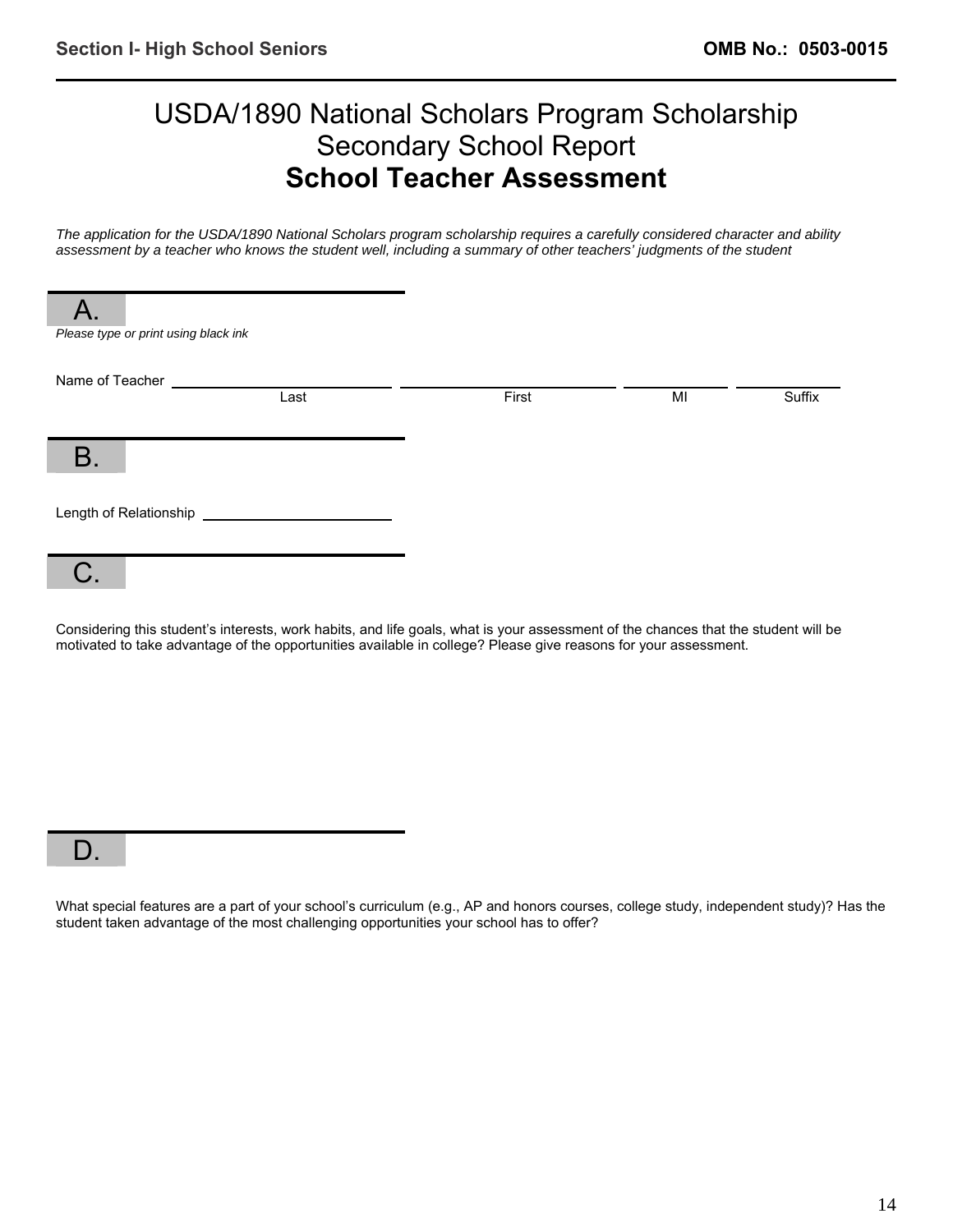Section I- High School Seniors

OMB No.: 0503-0015

# USDA/1890 National Scholars Program Scholarship
## Secondary School Report
## **School Teacher Assessment**

*The application for the USDA/1890 National Scholars program scholarship requires a carefully considered character and ability assessment by a teacher who knows the student well, including a summary of other teachers' judgments of the student*

### A.

*Please type or print using black ink*

Name of Teacher \_\_\_\_\_\_\_\_\_\_\_\_\_\_\_\_\_\_\_\_ \_\_\_\_\_\_\_\_\_\_\_\_\_\_\_\_\_\_\_\_ \_\_\_\_\_\_\_\_\_\_ \_\_\_\_\_\_\_\_\_\_
Last First MI Suffix

### B.

Length of Relationship \_\_\_\_\_\_\_\_\_\_\_\_\_\_\_\_\_\_\_\_

### C.

Considering this student's interests, work habits, and life goals, what is your assessment of the chances that the student will be motivated to take advantage of the opportunities available in college? Please give reasons for your assessment.

### D.

What special features are a part of your school's curriculum (e.g., AP and honors courses, college study, independent study)? Has the student taken advantage of the most challenging opportunities your school has to offer?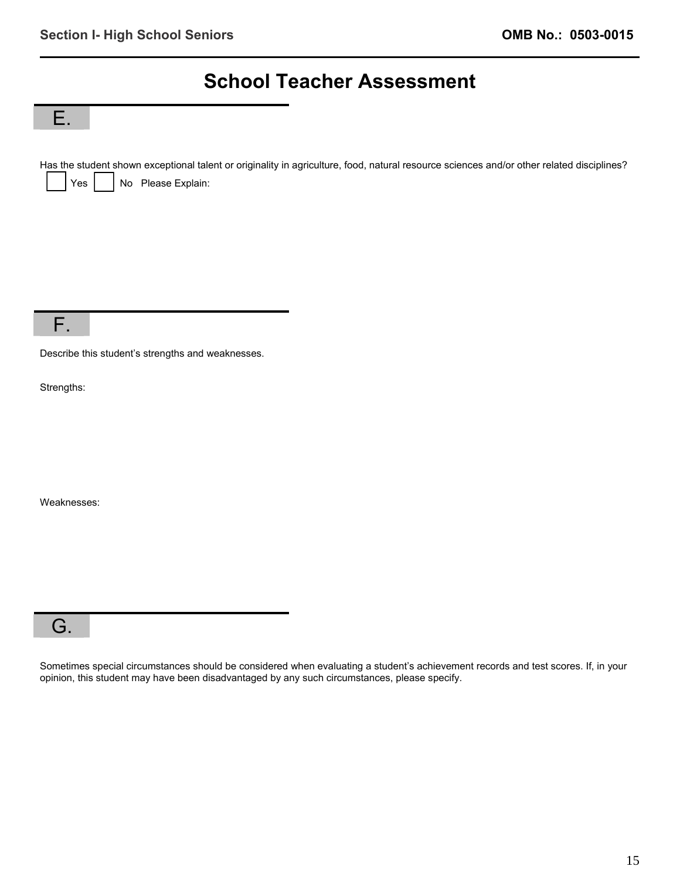# School Teacher Assessment

## E.

Has the student shown exceptional talent or originality in agriculture, food, natural resource sciences and/or other related disciplines?

☐ Yes ☐ No Please Explain:

## F.

Describe this student's strengths and weaknesses.

Strengths:

Weaknesses:

## G.

Sometimes special circumstances should be considered when evaluating a student's achievement records and test scores. If, in your opinion, this student may have been disadvantaged by any such circumstances, please specify.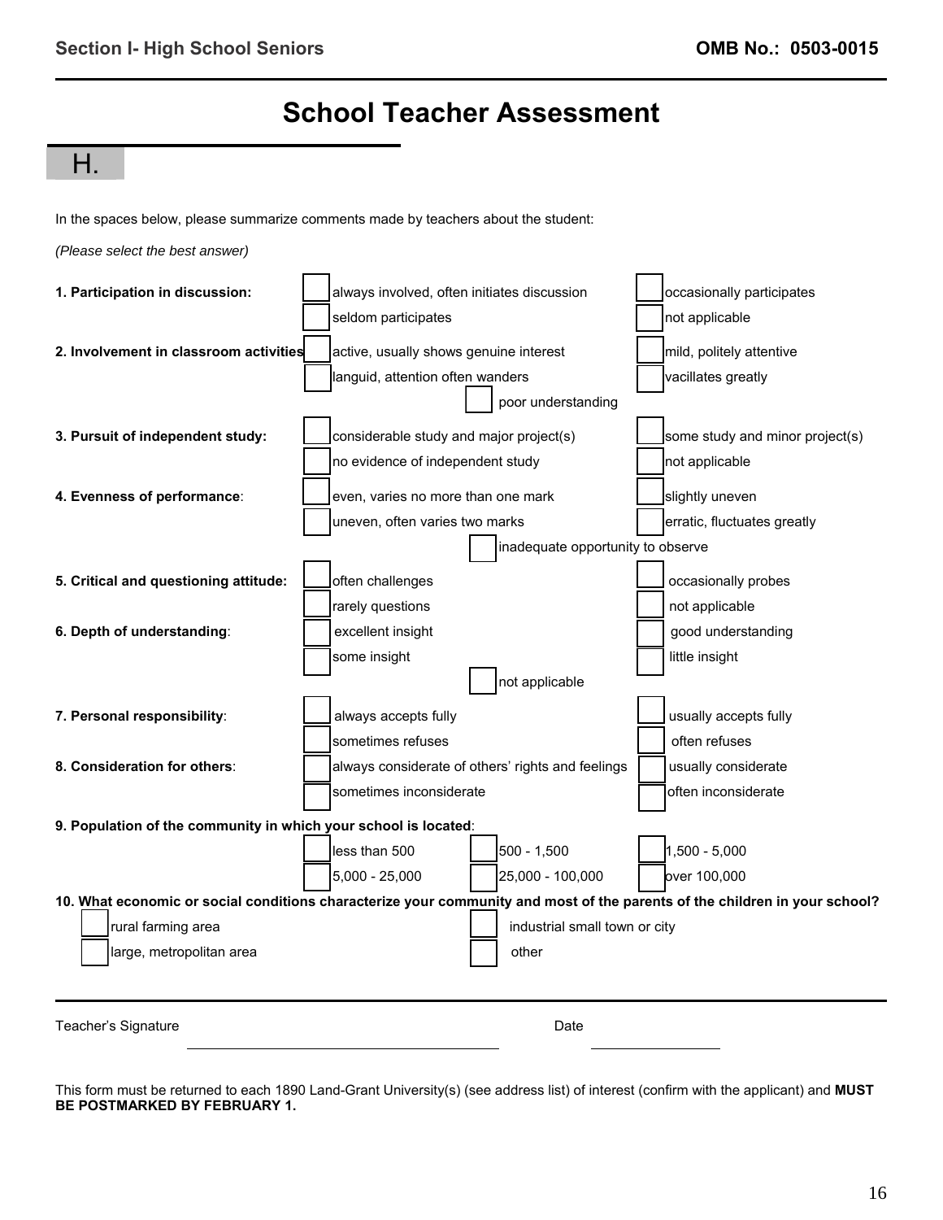Section I- High School Seniors OMB No.: 0503-0015

# School Teacher Assessment

## H.

In the spaces below, please summarize comments made by teachers about the student:

*(Please select the best answer)*

**1. Participation in discussion:**
- ☐ always involved, often initiates discussion
- ☐ occasionally participates
- ☐ seldom participates
- ☐ not applicable

**2. Involvement in classroom activities**
- ☐ active, usually shows genuine interest
- ☐ mild, politely attentive
- ☐ languid, attention often wanders
- ☐ vacillates greatly
- ☐ poor understanding

**3. Pursuit of independent study:**
- ☐ considerable study and major project(s)
- ☐ some study and minor project(s)
- ☐ no evidence of independent study
- ☐ not applicable

**4. Evenness of performance**:
- ☐ even, varies no more than one mark
- ☐ slightly uneven
- ☐ uneven, often varies two marks
- ☐ erratic, fluctuates greatly
- ☐ inadequate opportunity to observe

**5. Critical and questioning attitude:**
- ☐ often challenges
- ☐ occasionally probes
- ☐ rarely questions
- ☐ not applicable

**6. Depth of understanding**:
- ☐ excellent insight
- ☐ good understanding
- ☐ some insight
- ☐ little insight
- ☐ not applicable

**7. Personal responsibility**:
- ☐ always accepts fully
- ☐ usually accepts fully
- ☐ sometimes refuses
- ☐ often refuses

**8. Consideration for others**:
- ☐ always considerate of others' rights and feelings
- ☐ usually considerate
- ☐ sometimes inconsiderate
- ☐ often inconsiderate

**9. Population of the community in which your school is located**:
- ☐ less than 500
- ☐ 500 - 1,500
- ☐ 1,500 - 5,000
- ☐ 5,000 - 25,000
- ☐ 25,000 - 100,000
- ☐ over 100,000

**10. What economic or social conditions characterize your community and most of the parents of the children in your school?**
- ☐ rural farming area
- ☐ industrial small town or city
- ☐ large, metropolitan area
- ☐ other

---

Teacher's Signature ______________________________ Date ______________

This form must be returned to each 1890 Land-Grant University(s) (see address list) of interest (confirm with the applicant) and **MUST BE POSTMARKED BY FEBRUARY 1.**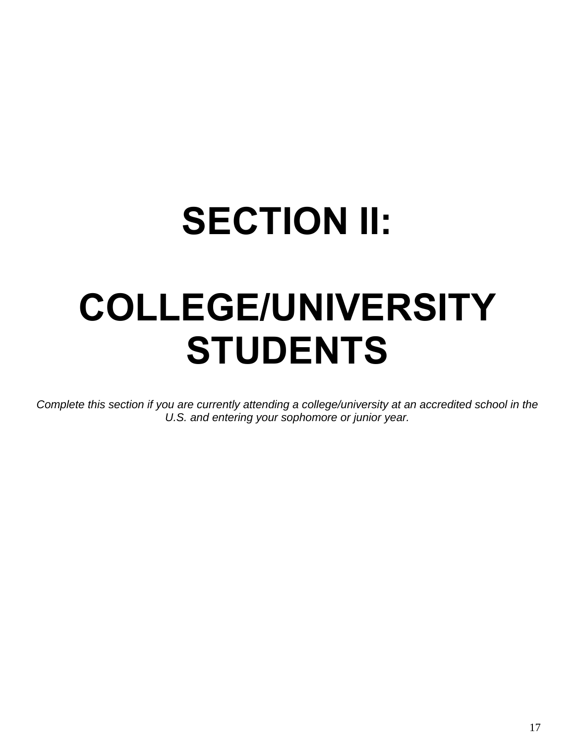# SECTION II:

# COLLEGE/UNIVERSITY STUDENTS

*Complete this section if you are currently attending a college/university at an accredited school in the U.S. and entering your sophomore or junior year.*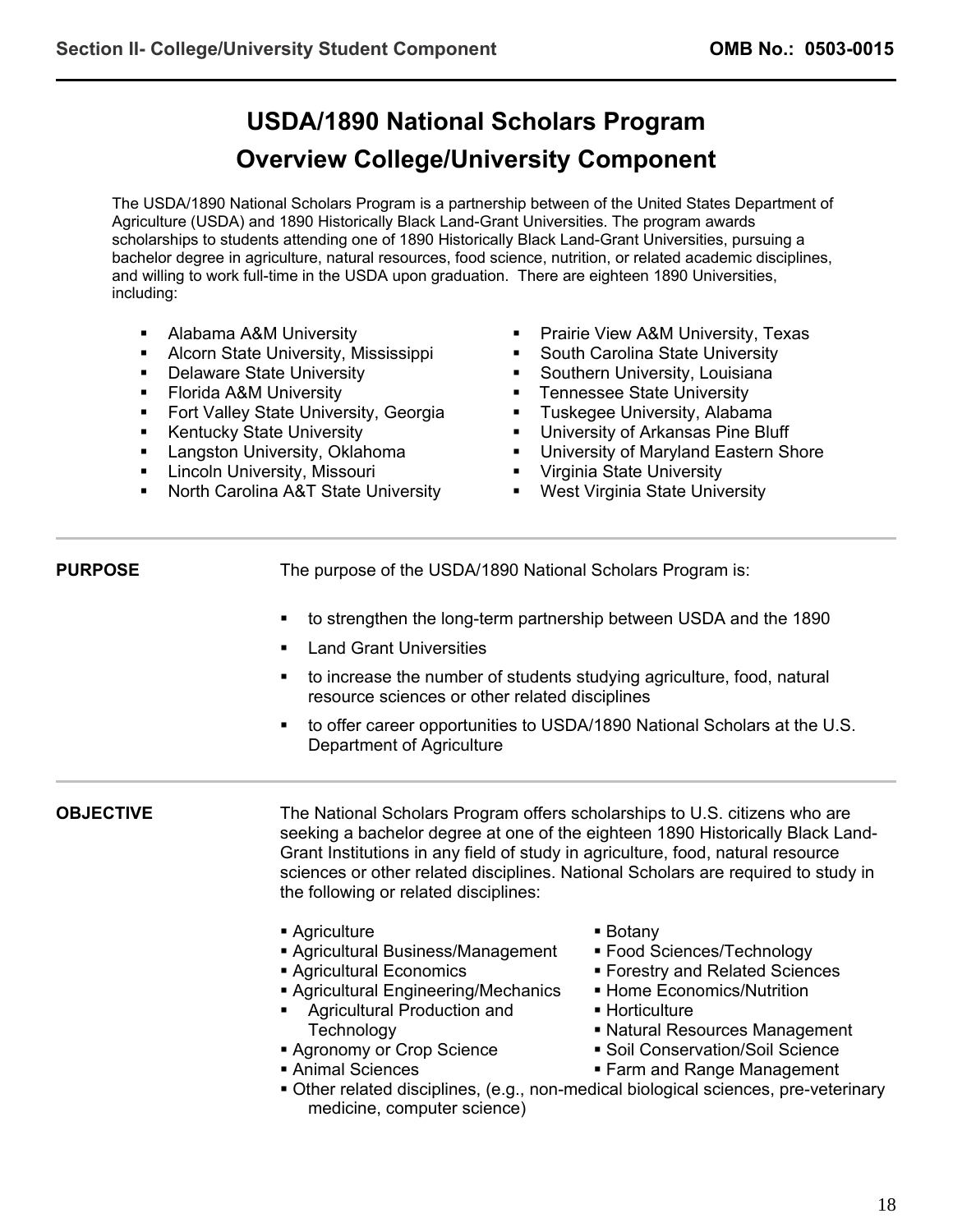# USDA/1890 National Scholars Program

## Overview College/University Component

The USDA/1890 National Scholars Program is a partnership between of the United States Department of Agriculture (USDA) and 1890 Historically Black Land-Grant Universities. The program awards scholarships to students attending one of 1890 Historically Black Land-Grant Universities, pursuing a bachelor degree in agriculture, natural resources, food science, nutrition, or related academic disciplines, and willing to work full-time in the USDA upon graduation. There are eighteen 1890 Universities, including:

- Alabama A&M University
- Alcorn State University, Mississippi
- Delaware State University
- Florida A&M University
- Fort Valley State University, Georgia
- Kentucky State University
- Langston University, Oklahoma
- Lincoln University, Missouri
- North Carolina A&T State University
- Prairie View A&M University, Texas
- South Carolina State University
- Southern University, Louisiana
- Tennessee State University
- Tuskegee University, Alabama
- University of Arkansas Pine Bluff
- University of Maryland Eastern Shore
- Virginia State University
- West Virginia State University

**PURPOSE**

The purpose of the USDA/1890 National Scholars Program is:

- to strengthen the long-term partnership between USDA and the 1890
- Land Grant Universities
- to increase the number of students studying agriculture, food, natural resource sciences or other related disciplines
- to offer career opportunities to USDA/1890 National Scholars at the U.S. Department of Agriculture

**OBJECTIVE**

The National Scholars Program offers scholarships to U.S. citizens who are seeking a bachelor degree at one of the eighteen 1890 Historically Black Land-Grant Institutions in any field of study in agriculture, food, natural resource sciences or other related disciplines. National Scholars are required to study in the following or related disciplines:

- Agriculture
- Agricultural Business/Management
- Agricultural Economics
- Agricultural Engineering/Mechanics
- Agricultural Production and Technology
- Agronomy or Crop Science
- Animal Sciences
- Botany
- Food Sciences/Technology
- Forestry and Related Sciences
- Home Economics/Nutrition
- Horticulture
- Natural Resources Management
- Soil Conservation/Soil Science
- Farm and Range Management
- Other related disciplines, (e.g., non-medical biological sciences, pre-veterinary medicine, computer science)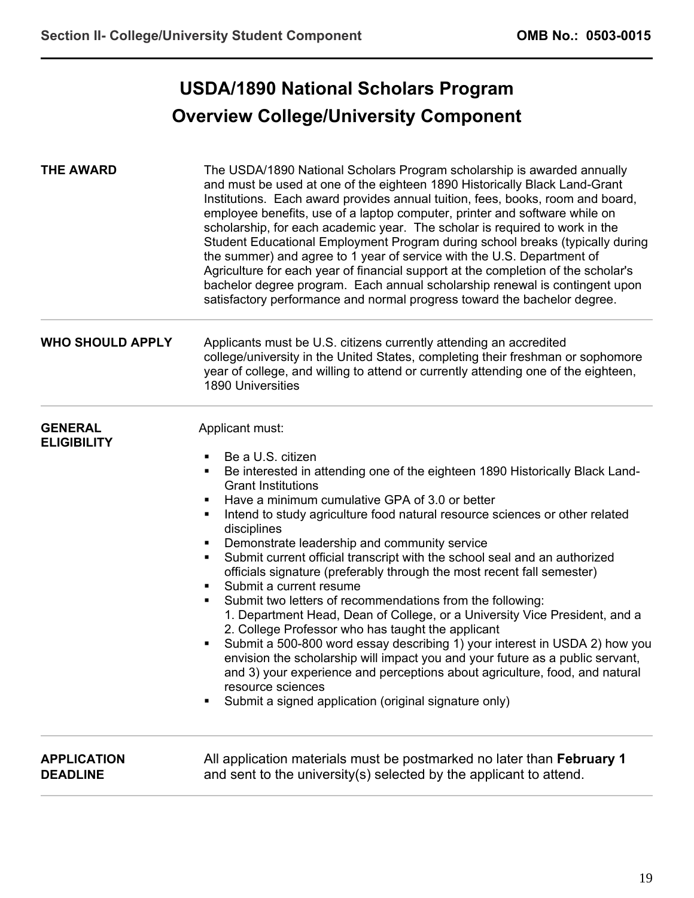# USDA/1890 National Scholars Program

## Overview College/University Component

**THE AWARD**

The USDA/1890 National Scholars Program scholarship is awarded annually and must be used at one of the eighteen 1890 Historically Black Land-Grant Institutions. Each award provides annual tuition, fees, books, room and board, employee benefits, use of a laptop computer, printer and software while on scholarship, for each academic year. The scholar is required to work in the Student Educational Employment Program during school breaks (typically during the summer) and agree to 1 year of service with the U.S. Department of Agriculture for each year of financial support at the completion of the scholar's bachelor degree program. Each annual scholarship renewal is contingent upon satisfactory performance and normal progress toward the bachelor degree.

---

**WHO SHOULD APPLY**

Applicants must be U.S. citizens currently attending an accredited college/university in the United States, completing their freshman or sophomore year of college, and willing to attend or currently attending one of the eighteen, 1890 Universities

---

**GENERAL ELIGIBILITY**

Applicant must:

- Be a U.S. citizen
- Be interested in attending one of the eighteen 1890 Historically Black Land-Grant Institutions
- Have a minimum cumulative GPA of 3.0 or better
- Intend to study agriculture food natural resource sciences or other related disciplines
- Demonstrate leadership and community service
- Submit current official transcript with the school seal and an authorized officials signature (preferably through the most recent fall semester)
- Submit a current resume
- Submit two letters of recommendations from the following:
  1. Department Head, Dean of College, or a University Vice President, and a
  2. College Professor who has taught the applicant
- Submit a 500-800 word essay describing 1) your interest in USDA 2) how you envision the scholarship will impact you and your future as a public servant, and 3) your experience and perceptions about agriculture, food, and natural resource sciences
- Submit a signed application (original signature only)

---

**APPLICATION DEADLINE**

All application materials must be postmarked no later than **February 1** and sent to the university(s) selected by the applicant to attend.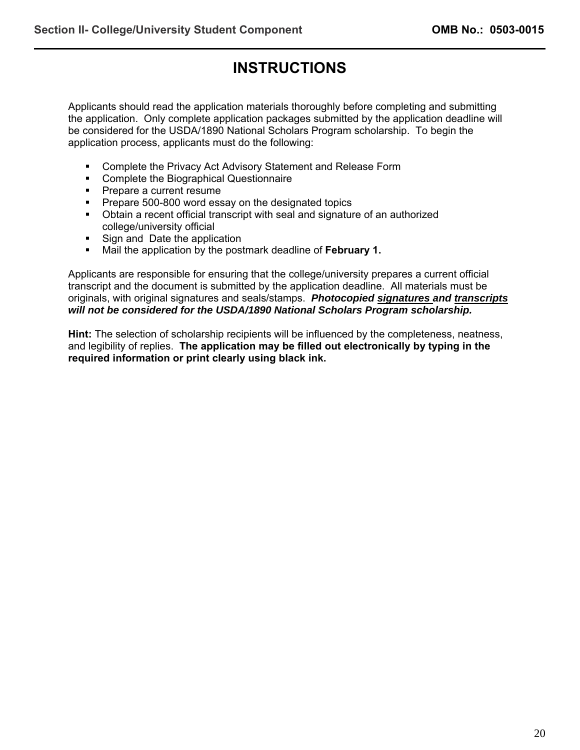# INSTRUCTIONS

Applicants should read the application materials thoroughly before completing and submitting the application. Only complete application packages submitted by the application deadline will be considered for the USDA/1890 National Scholars Program scholarship. To begin the application process, applicants must do the following:

- Complete the Privacy Act Advisory Statement and Release Form
- Complete the Biographical Questionnaire
- Prepare a current resume
- Prepare 500-800 word essay on the designated topics
- Obtain a recent official transcript with seal and signature of an authorized college/university official
- Sign and Date the application
- Mail the application by the postmark deadline of **February 1.**

Applicants are responsible for ensuring that the college/university prepares a current official transcript and the document is submitted by the application deadline. All materials must be originals, with original signatures and seals/stamps. ***Photocopied <u>signatures</u> and <u>transcripts</u> will not be considered for the USDA/1890 National Scholars Program scholarship.***

**Hint:** The selection of scholarship recipients will be influenced by the completeness, neatness, and legibility of replies. **The application may be filled out electronically by typing in the required information or print clearly using black ink.**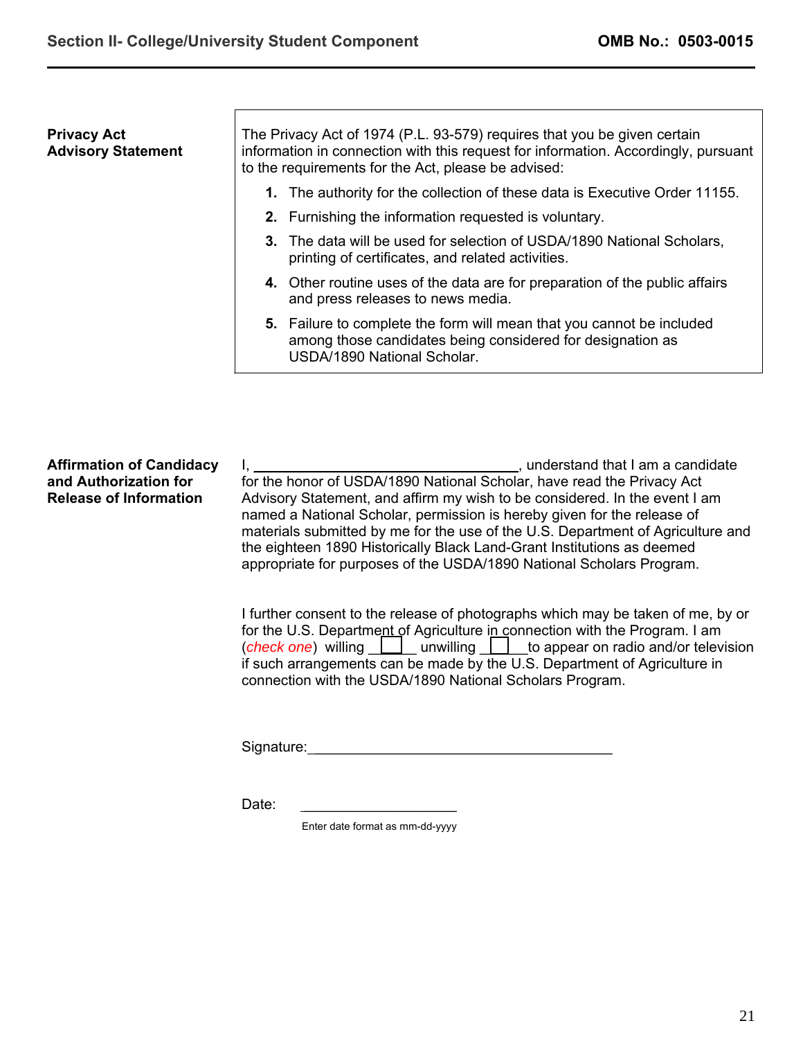## Privacy Act Advisory Statement

The Privacy Act of 1974 (P.L. 93-579) requires that you be given certain information in connection with this request for information. Accordingly, pursuant to the requirements for the Act, please be advised:

1. The authority for the collection of these data is Executive Order 11155.
2. Furnishing the information requested is voluntary.
3. The data will be used for selection of USDA/1890 National Scholars, printing of certificates, and related activities.
4. Other routine uses of the data are for preparation of the public affairs and press releases to news media.
5. Failure to complete the form will mean that you cannot be included among those candidates being considered for designation as USDA/1890 National Scholar.

## Affirmation of Candidacy and Authorization for Release of Information

I, ________________________________, understand that I am a candidate for the honor of USDA/1890 National Scholar, have read the Privacy Act Advisory Statement, and affirm my wish to be considered. In the event I am named a National Scholar, permission is hereby given for the release of materials submitted by me for the use of the U.S. Department of Agriculture and the eighteen 1890 Historically Black Land-Grant Institutions as deemed appropriate for purposes of the USDA/1890 National Scholars Program.

I further consent to the release of photographs which may be taken of me, by or for the U.S. Department of Agriculture in connection with the Program. I am (*check one*) willing ☐ unwilling ☐ to appear on radio and/or television if such arrangements can be made by the U.S. Department of Agriculture in connection with the USDA/1890 National Scholars Program.

Signature:_____________________________________

Date: ____________________

Enter date format as mm-dd-yyyy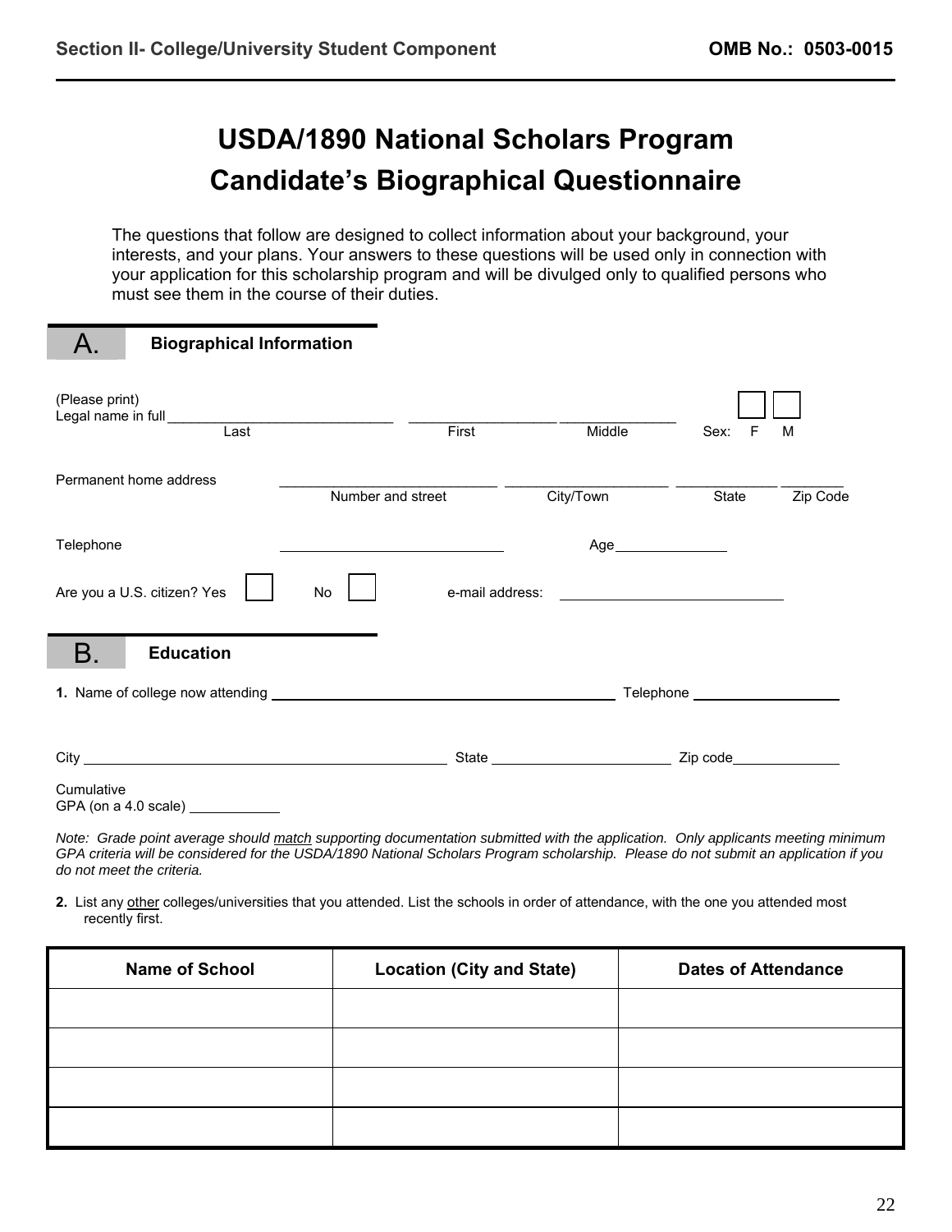# USDA/1890 National Scholars Program
# Candidate's Biographical Questionnaire

The questions that follow are designed to collect information about your background, your interests, and your plans. Your answers to these questions will be used only in connection with your application for this scholarship program and will be divulged only to qualified persons who must see them in the course of their duties.

## A. Biographical Information

(Please print)
Legal name in full ______________________________ __________________ _______________ Sex: ☐ F ☐ M
Last First Middle

Permanent home address ___________________________ ____________________ _____________ ________
Number and street City/Town State Zip Code

Telephone ____________________________ Age _______________

Are you a U.S. citizen? Yes ☐ No ☐ e-mail address: ____________________________

## B. Education

**1.** Name of college now attending ____________________________________________ Telephone ____________________

City _______________________________________________ State ______________________ Zip code ______________

Cumulative
GPA (on a 4.0 scale) ____________

*Note: Grade point average should match supporting documentation submitted with the application. Only applicants meeting minimum GPA criteria will be considered for the USDA/1890 National Scholars Program scholarship. Please do not submit an application if you do not meet the criteria.*

**2.** List any other colleges/universities that you attended. List the schools in order of attendance, with the one you attended most recently first.

| Name of School | Location (City and State) | Dates of Attendance |
|---|---|---|
| | | |
| | | |
| | | |
| | | |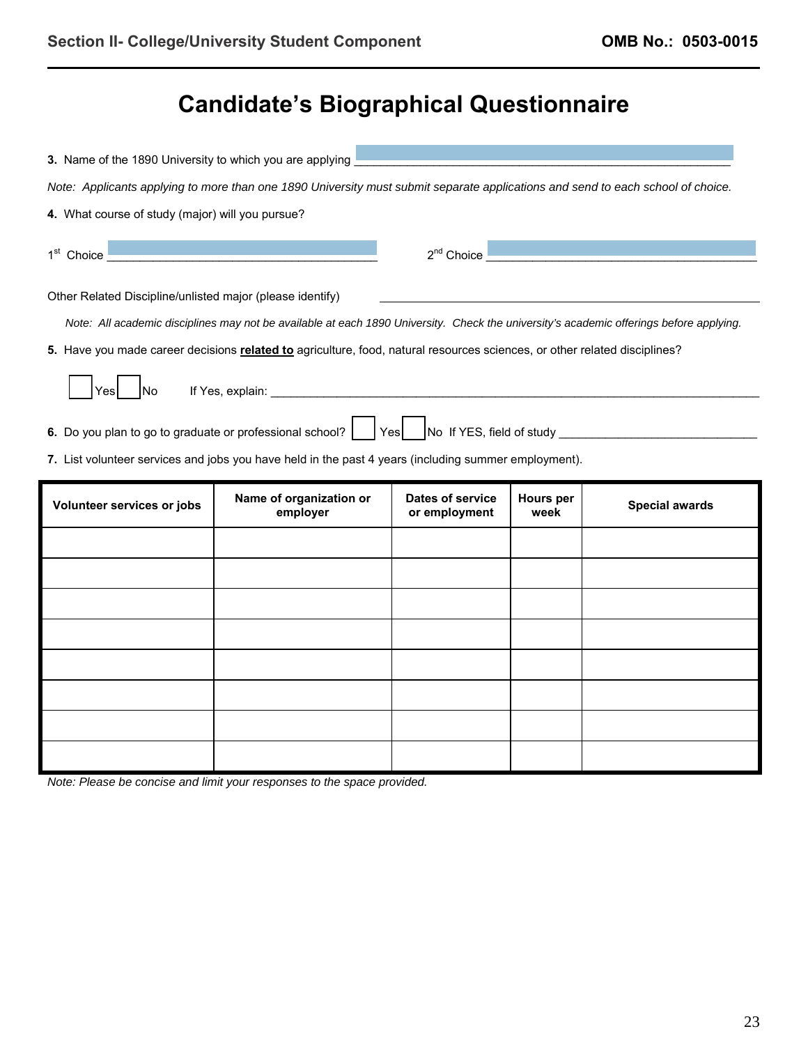Section II- College/University Student Component **OMB No.: 0503-0015**

# Candidate's Biographical Questionnaire

**3.** Name of the 1890 University to which you are applying ______________________________

*Note: Applicants applying to more than one 1890 University must submit separate applications and send to each school of choice.*

**4.** What course of study (major) will you pursue?

1st Choice ______________________________ 2nd Choice ______________________________

Other Related Discipline/unlisted major (please identify) ______________________________

*Note: All academic disciplines may not be available at each 1890 University. Check the university's academic offerings before applying.*

**5.** Have you made career decisions **related to** agriculture, food, natural resources sciences, or other related disciplines?

☐ Yes ☐ No If Yes, explain: ______________________________

**6.** Do you plan to go to graduate or professional school? ☐ Yes ☐ No If YES, field of study ______________________________

**7.** List volunteer services and jobs you have held in the past 4 years (including summer employment).

| Volunteer services or jobs | Name of organization or employer | Dates of service or employment | Hours per week | Special awards |
|---|---|---|---|---|
| | | | | |
| | | | | |
| | | | | |
| | | | | |
| | | | | |
| | | | | |
| | | | | |
| | | | | |

*Note: Please be concise and limit your responses to the space provided.*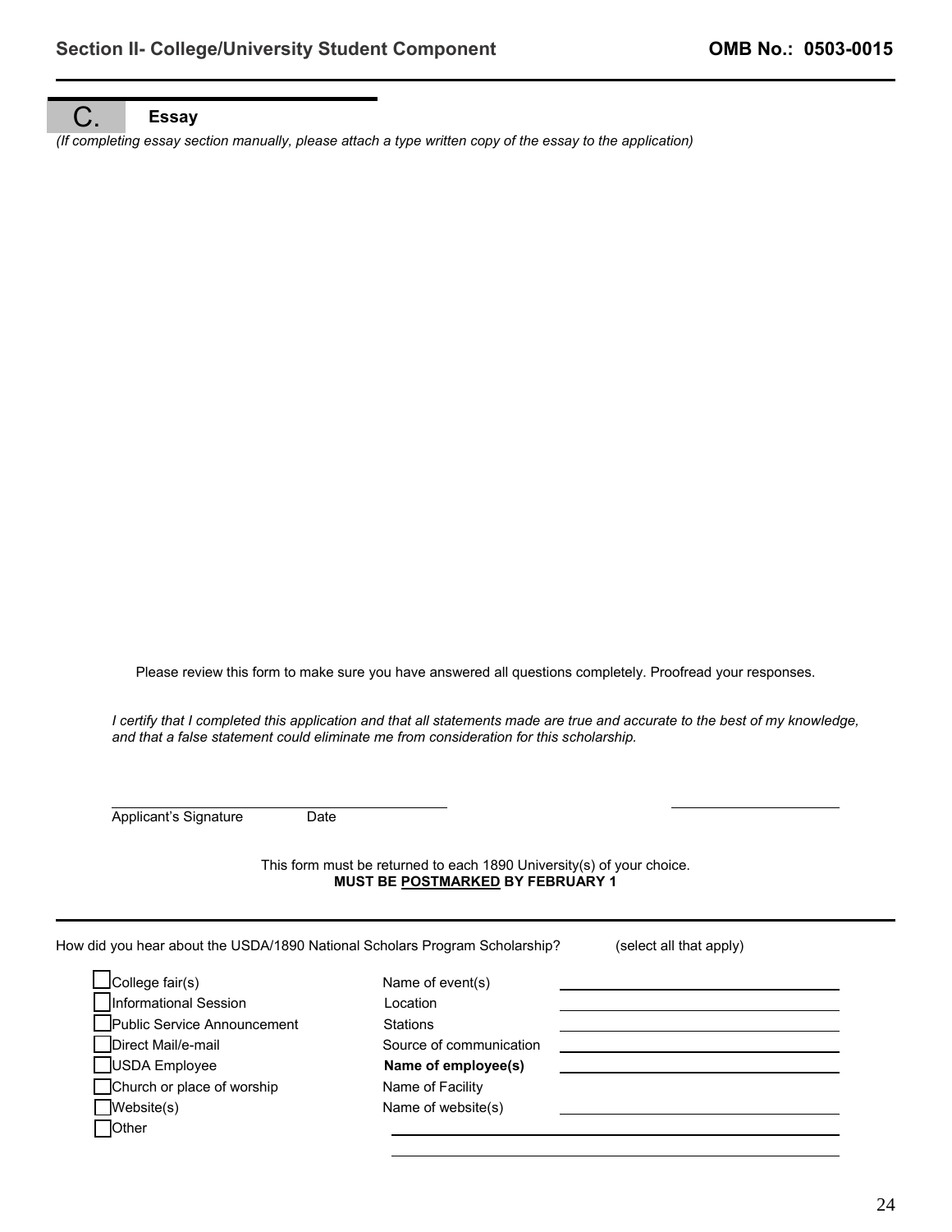## C. Essay

*(If completing essay section manually, please attach a type written copy of the essay to the application)*

Please review this form to make sure you have answered all questions completely. Proofread your responses.

*I certify that I completed this application and that all statements made are true and accurate to the best of my knowledge, and that a false statement could eliminate me from consideration for this scholarship.*

Applicant's Signature ________________________ Date ____________

This form must be returned to each 1890 University(s) of your choice.
**MUST BE POSTMARKED BY FEBRUARY 1**

---

How did you hear about the USDA/1890 National Scholars Program Scholarship? (select all that apply)

- [ ] College fair(s) — Name of event(s) ____________________
- [ ] Informational Session — Location ____________________
- [ ] Public Service Announcement — Stations ____________________
- [ ] Direct Mail/e-mail — Source of communication ____________________
- [ ] USDA Employee — **Name of employee(s)** ____________________
- [ ] Church or place of worship — Name of Facility
- [ ] Website(s) — Name of website(s) ____________________
- [ ] Other ____________________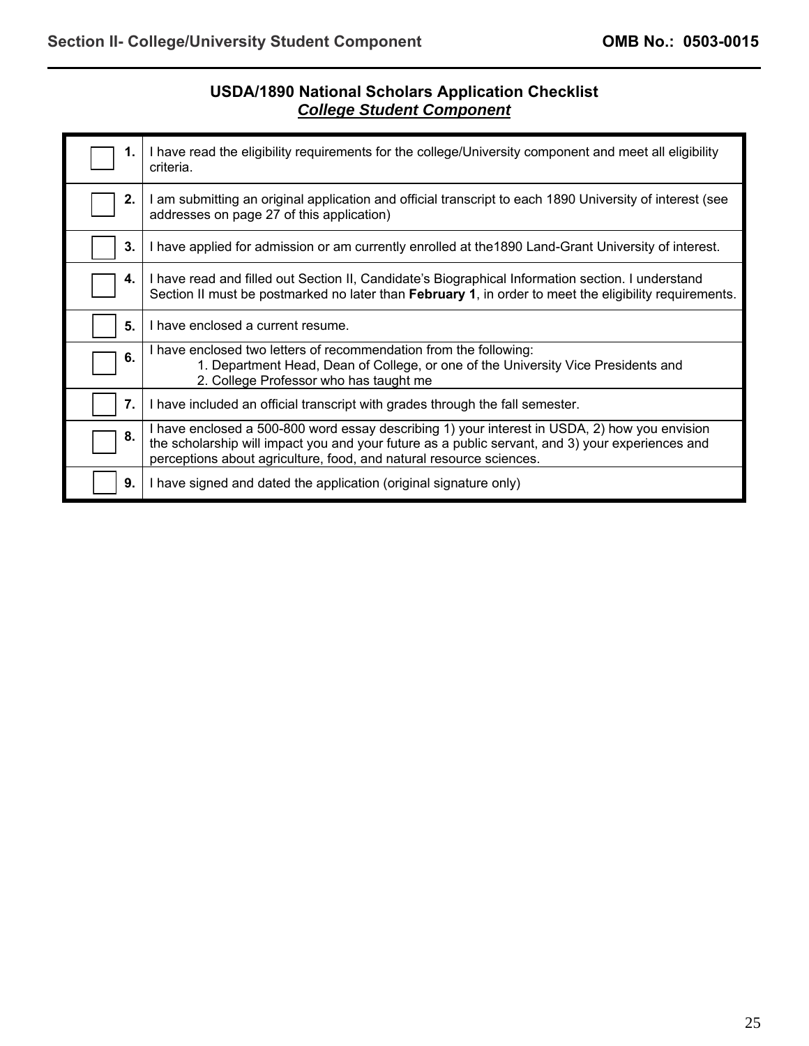## USDA/1890 National Scholars Application Checklist

***College Student Component***

| | |
|---|---|
| ☐ **1.** | I have read the eligibility requirements for the college/University component and meet all eligibility criteria. |
| ☐ **2.** | I am submitting an original application and official transcript to each 1890 University of interest (see addresses on page 27 of this application) |
| ☐ **3.** | I have applied for admission or am currently enrolled at the1890 Land-Grant University of interest. |
| ☐ **4.** | I have read and filled out Section II, Candidate's Biographical Information section. I understand Section II must be postmarked no later than **February 1**, in order to meet the eligibility requirements. |
| ☐ **5.** | I have enclosed a current resume. |
| ☐ **6.** | I have enclosed two letters of recommendation from the following:<br>1. Department Head, Dean of College, or one of the University Vice Presidents and<br>2. College Professor who has taught me |
| ☐ **7.** | I have included an official transcript with grades through the fall semester. |
| ☐ **8.** | I have enclosed a 500-800 word essay describing 1) your interest in USDA, 2) how you envision the scholarship will impact you and your future as a public servant, and 3) your experiences and perceptions about agriculture, food, and natural resource sciences. |
| ☐ **9.** | I have signed and dated the application (original signature only) |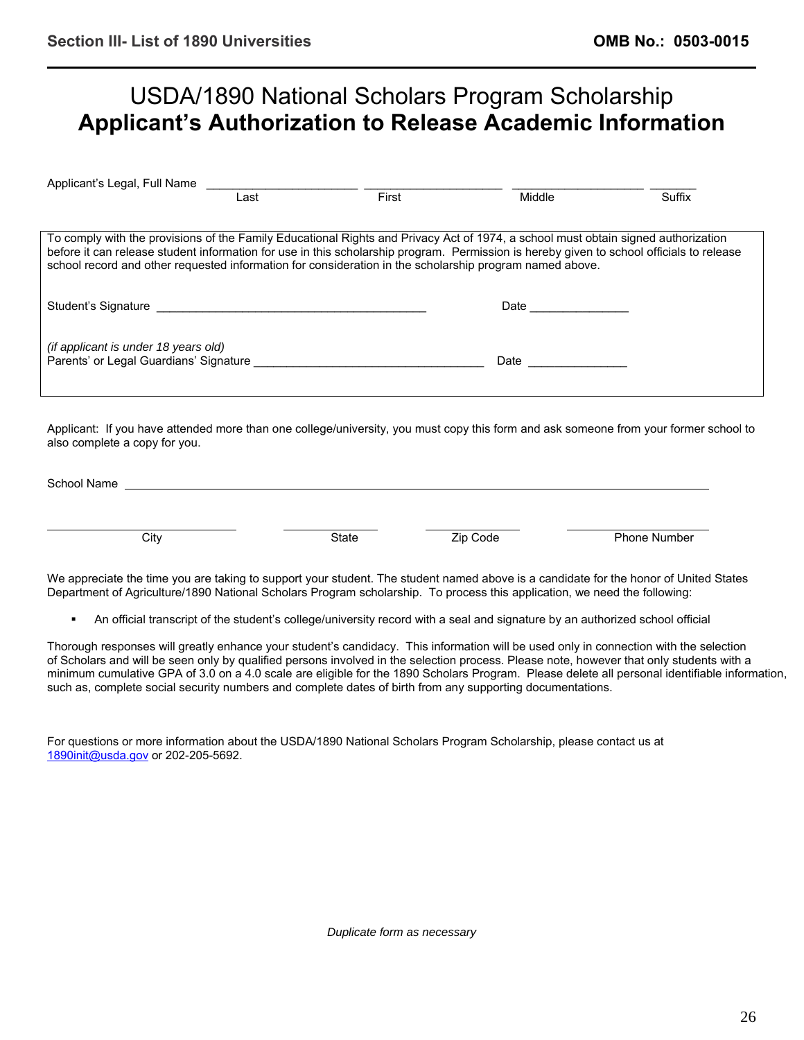# USDA/1890 National Scholars Program Scholarship
# **Applicant's Authorization to Release Academic Information**

Applicant's Legal, Full Name ______________________ ____________________ ___________________ _______

Last First Middle Suffix

To comply with the provisions of the Family Educational Rights and Privacy Act of 1974, a school must obtain signed authorization before it can release student information for use in this scholarship program. Permission is hereby given to school officials to release school record and other requested information for consideration in the scholarship program named above.

Student's Signature _________________________________________ Date _______________

*(if applicant is under 18 years old)*
Parents' or Legal Guardians' Signature ___________________________________ Date _______________

Applicant: If you have attended more than one college/university, you must copy this form and ask someone from your former school to also complete a copy for you.

School Name ______________________________________________________________________________

____________________ ____________ ____________ ____________________

City State Zip Code Phone Number

We appreciate the time you are taking to support your student. The student named above is a candidate for the honor of United States Department of Agriculture/1890 National Scholars Program scholarship. To process this application, we need the following:

- An official transcript of the student's college/university record with a seal and signature by an authorized school official

Thorough responses will greatly enhance your student's candidacy. This information will be used only in connection with the selection of Scholars and will be seen only by qualified persons involved in the selection process. Please note, however that only students with a minimum cumulative GPA of 3.0 on a 4.0 scale are eligible for the 1890 Scholars Program. Please delete all personal identifiable information, such as, complete social security numbers and complete dates of birth from any supporting documentations.

For questions or more information about the USDA/1890 National Scholars Program Scholarship, please contact us at 1890init@usda.gov or 202-205-5692.

*Duplicate form as necessary*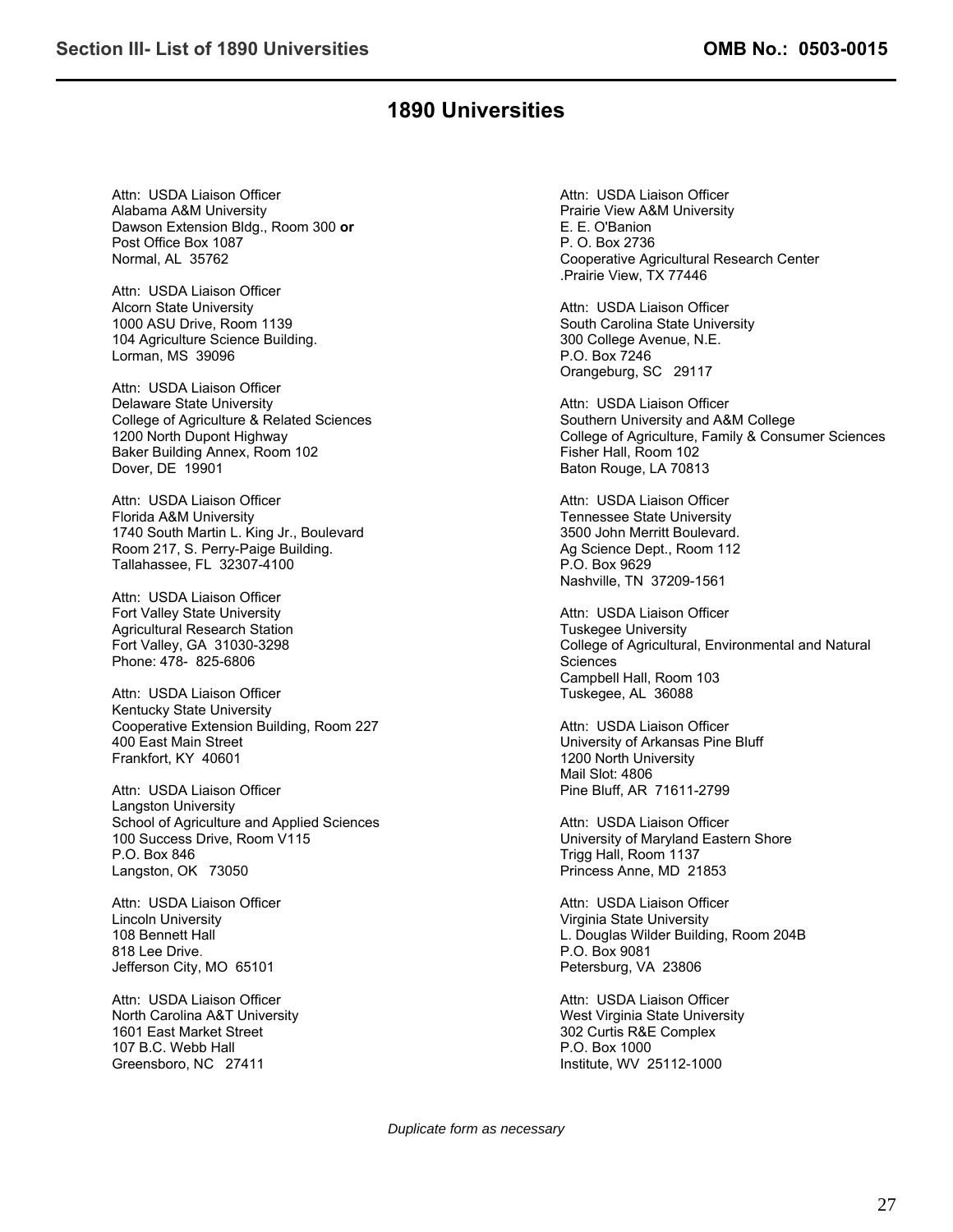# 1890 Universities

Attn: USDA Liaison Officer
Alabama A&M University
Dawson Extension Bldg., Room 300 **or**
Post Office Box 1087
Normal, AL 35762

Attn: USDA Liaison Officer
Alcorn State University
1000 ASU Drive, Room 1139
104 Agriculture Science Building.
Lorman, MS 39096

Attn: USDA Liaison Officer
Delaware State University
College of Agriculture & Related Sciences
1200 North Dupont Highway
Baker Building Annex, Room 102
Dover, DE 19901

Attn: USDA Liaison Officer
Florida A&M University
1740 South Martin L. King Jr., Boulevard
Room 217, S. Perry-Paige Building.
Tallahassee, FL 32307-4100

Attn: USDA Liaison Officer
Fort Valley State University
Agricultural Research Station
Fort Valley, GA 31030-3298
Phone: 478- 825-6806

Attn: USDA Liaison Officer
Kentucky State University
Cooperative Extension Building, Room 227
400 East Main Street
Frankfort, KY 40601

Attn: USDA Liaison Officer
Langston University
School of Agriculture and Applied Sciences
100 Success Drive, Room V115
P.O. Box 846
Langston, OK 73050

Attn: USDA Liaison Officer
Lincoln University
108 Bennett Hall
818 Lee Drive.
Jefferson City, MO 65101

Attn: USDA Liaison Officer
North Carolina A&T University
1601 East Market Street
107 B.C. Webb Hall
Greensboro, NC 27411

Attn: USDA Liaison Officer
Prairie View A&M University
E. E. O'Banion
P. O. Box 2736
Cooperative Agricultural Research Center
.Prairie View, TX 77446

Attn: USDA Liaison Officer
South Carolina State University
300 College Avenue, N.E.
P.O. Box 7246
Orangeburg, SC 29117

Attn: USDA Liaison Officer
Southern University and A&M College
College of Agriculture, Family & Consumer Sciences
Fisher Hall, Room 102
Baton Rouge, LA 70813

Attn: USDA Liaison Officer
Tennessee State University
3500 John Merritt Boulevard.
Ag Science Dept., Room 112
P.O. Box 9629
Nashville, TN 37209-1561

Attn: USDA Liaison Officer
Tuskegee University
College of Agricultural, Environmental and Natural Sciences
Campbell Hall, Room 103
Tuskegee, AL 36088

Attn: USDA Liaison Officer
University of Arkansas Pine Bluff
1200 North University
Mail Slot: 4806
Pine Bluff, AR 71611-2799

Attn: USDA Liaison Officer
University of Maryland Eastern Shore
Trigg Hall, Room 1137
Princess Anne, MD 21853

Attn: USDA Liaison Officer
Virginia State University
L. Douglas Wilder Building, Room 204B
P.O. Box 9081
Petersburg, VA 23806

Attn: USDA Liaison Officer
West Virginia State University
302 Curtis R&E Complex
P.O. Box 1000
Institute, WV 25112-1000

*Duplicate form as necessary*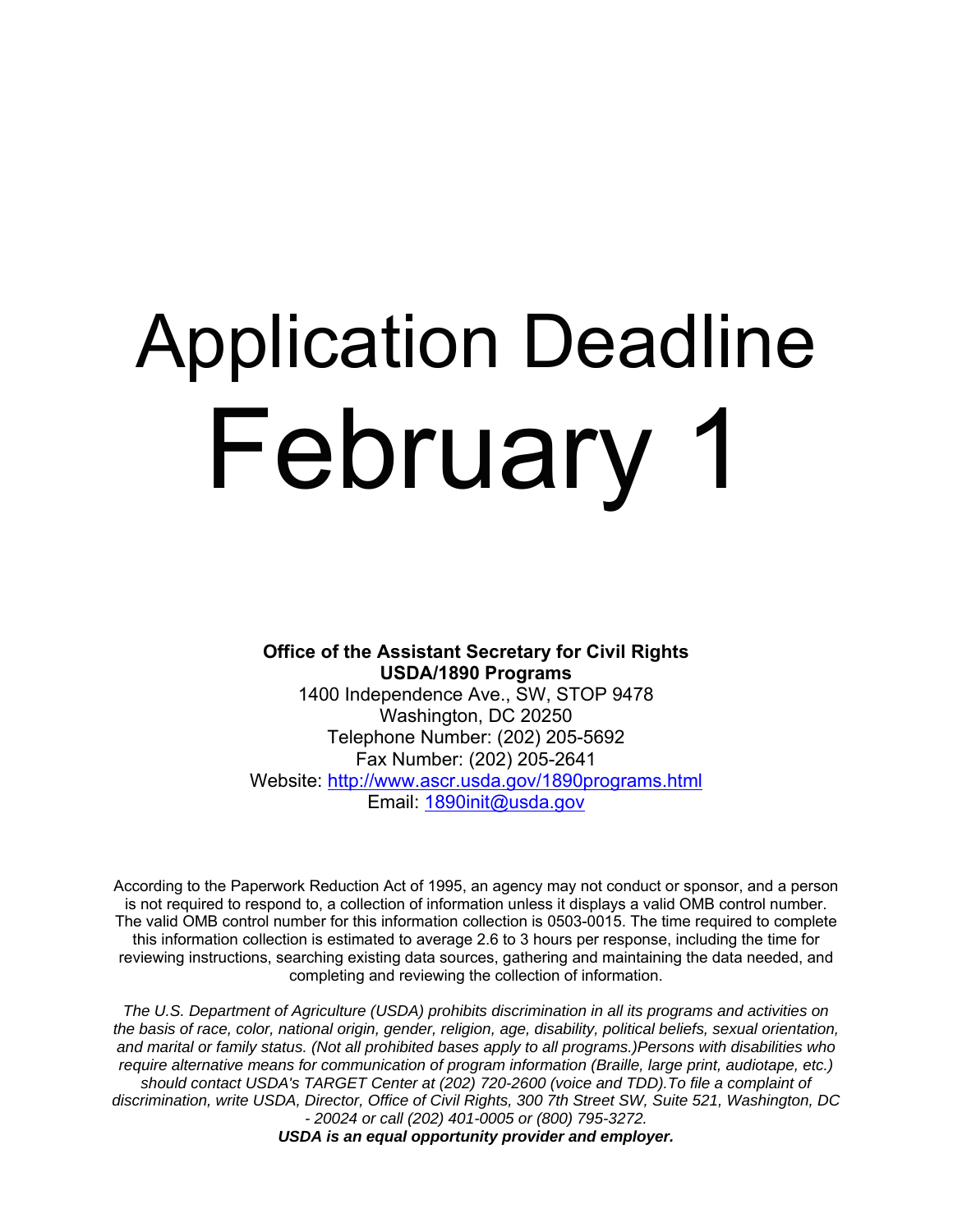# Application Deadline

# February 1

**Office of the Assistant Secretary for Civil Rights**
**USDA/1890 Programs**
1400 Independence Ave., SW, STOP 9478
Washington, DC 20250
Telephone Number: (202) 205-5692
Fax Number: (202) 205-2641
Website: http://www.ascr.usda.gov/1890programs.html
Email: 1890init@usda.gov

According to the Paperwork Reduction Act of 1995, an agency may not conduct or sponsor, and a person is not required to respond to, a collection of information unless it displays a valid OMB control number. The valid OMB control number for this information collection is 0503-0015. The time required to complete this information collection is estimated to average 2.6 to 3 hours per response, including the time for reviewing instructions, searching existing data sources, gathering and maintaining the data needed, and completing and reviewing the collection of information.

*The U.S. Department of Agriculture (USDA) prohibits discrimination in all its programs and activities on the basis of race, color, national origin, gender, religion, age, disability, political beliefs, sexual orientation, and marital or family status. (Not all prohibited bases apply to all programs.)Persons with disabilities who require alternative means for communication of program information (Braille, large print, audiotape, etc.) should contact USDA's TARGET Center at (202) 720-2600 (voice and TDD).To file a complaint of discrimination, write USDA, Director, Office of Civil Rights, 300 7th Street SW, Suite 521, Washington, DC - 20024 or call (202) 401-0005 or (800) 795-3272.*

***USDA is an equal opportunity provider and employer.***